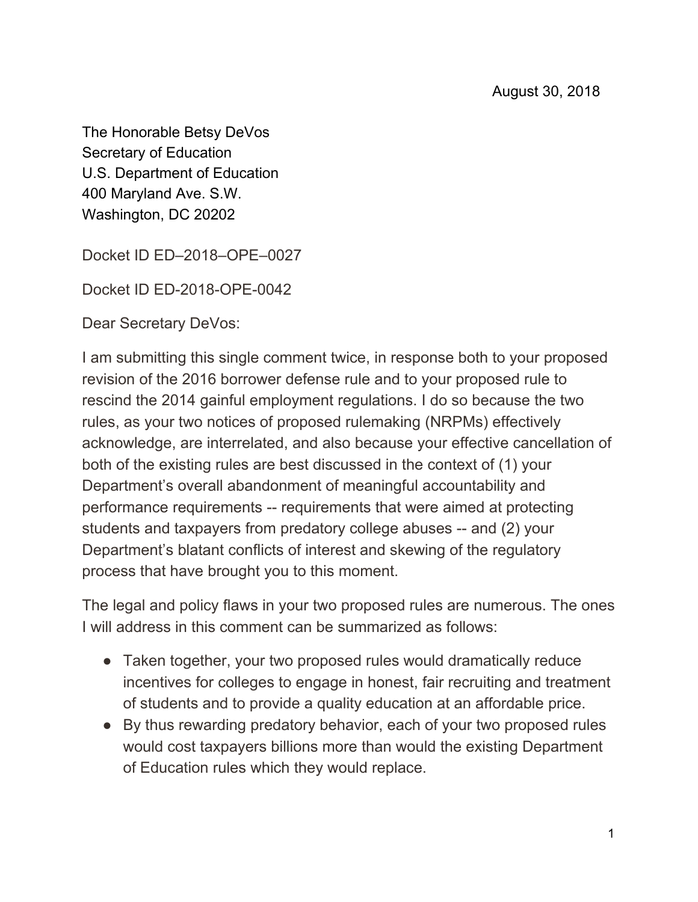August 30, 2018

The Honorable Betsy DeVos
Secretary of Education
U.S. Department of Education
400 Maryland Ave. S.W.
Washington, DC 20202

Docket ID ED–2018–OPE–0027

Docket ID ED-2018-OPE-0042

Dear Secretary DeVos:

I am submitting this single comment twice, in response both to your proposed revision of the 2016 borrower defense rule and to your proposed rule to rescind the 2014 gainful employment regulations. I do so because the two rules, as your two notices of proposed rulemaking (NRPMs) effectively acknowledge, are interrelated, and also because your effective cancellation of both of the existing rules are best discussed in the context of (1) your Department's overall abandonment of meaningful accountability and performance requirements -- requirements that were aimed at protecting students and taxpayers from predatory college abuses -- and (2) your Department's blatant conflicts of interest and skewing of the regulatory process that have brought you to this moment.

The legal and policy flaws in your two proposed rules are numerous. The ones I will address in this comment can be summarized as follows:

- Taken together, your two proposed rules would dramatically reduce incentives for colleges to engage in honest, fair recruiting and treatment of students and to provide a quality education at an affordable price.
- By thus rewarding predatory behavior, each of your two proposed rules would cost taxpayers billions more than would the existing Department of Education rules which they would replace.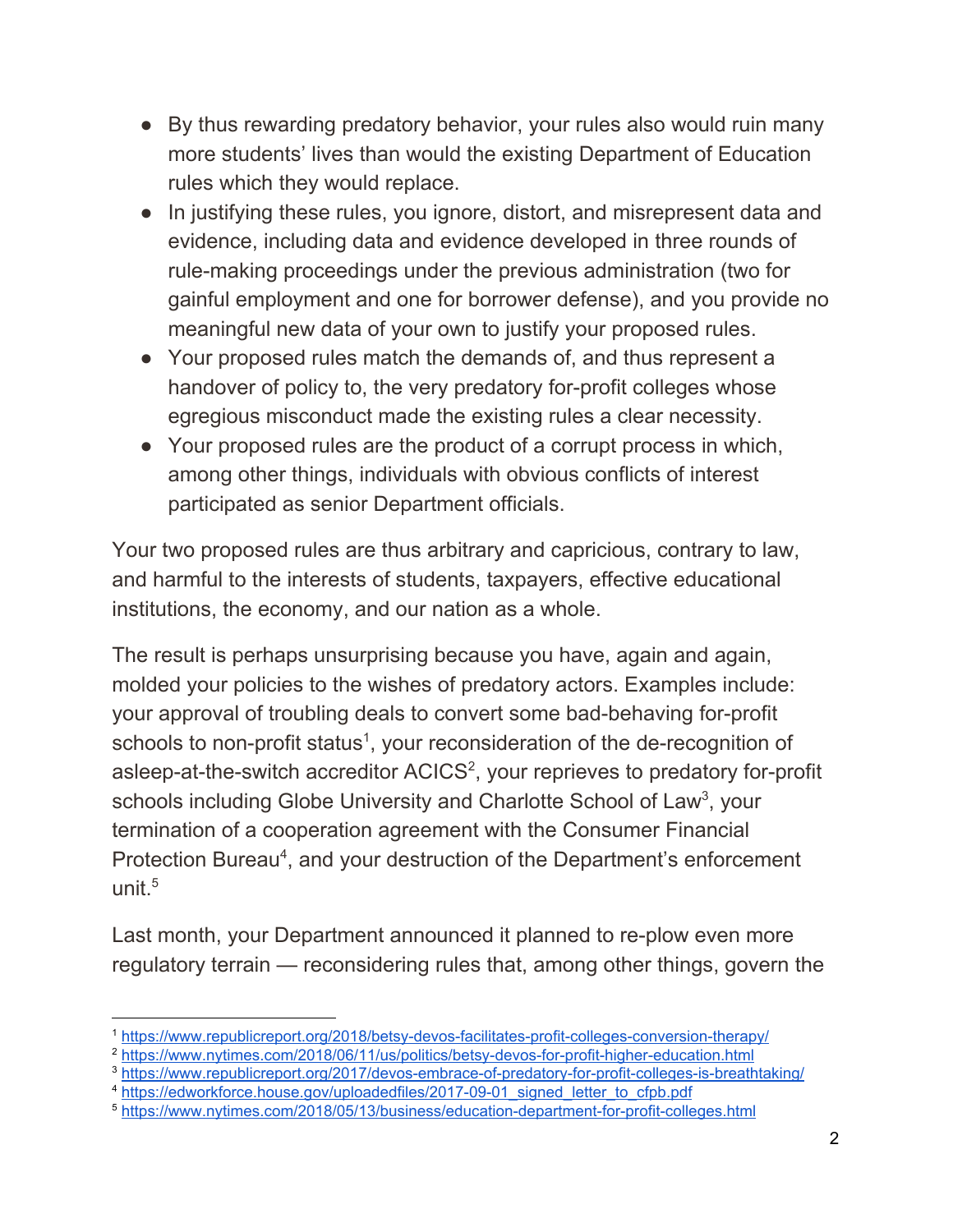- By thus rewarding predatory behavior, your rules also would ruin many more students' lives than would the existing Department of Education rules which they would replace.
- In justifying these rules, you ignore, distort, and misrepresent data and evidence, including data and evidence developed in three rounds of rule-making proceedings under the previous administration (two for gainful employment and one for borrower defense), and you provide no meaningful new data of your own to justify your proposed rules.
- Your proposed rules match the demands of, and thus represent a handover of policy to, the very predatory for-profit colleges whose egregious misconduct made the existing rules a clear necessity.
- Your proposed rules are the product of a corrupt process in which, among other things, individuals with obvious conflicts of interest participated as senior Department officials.

Your two proposed rules are thus arbitrary and capricious, contrary to law, and harmful to the interests of students, taxpayers, effective educational institutions, the economy, and our nation as a whole.

The result is perhaps unsurprising because you have, again and again, molded your policies to the wishes of predatory actors. Examples include: your approval of troubling deals to convert some bad-behaving for-profit schools to non-profit status[1], your reconsideration of the de-recognition of asleep-at-the-switch accreditor ACICS[2], your reprieves to predatory for-profit schools including Globe University and Charlotte School of Law[3], your termination of a cooperation agreement with the Consumer Financial Protection Bureau[4], and your destruction of the Department's enforcement unit.[5]

Last month, your Department announced it planned to re-plow even more regulatory terrain — reconsidering rules that, among other things, govern the

---

[1] https://www.republicreport.org/2018/betsy-devos-facilitates-profit-colleges-conversion-therapy/
[2] https://www.nytimes.com/2018/06/11/us/politics/betsy-devos-for-profit-higher-education.html
[3] https://www.republicreport.org/2017/devos-embrace-of-predatory-for-profit-colleges-is-breathtaking/
[4] https://edworkforce.house.gov/uploadedfiles/2017-09-01_signed_letter_to_cfpb.pdf
[5] https://www.nytimes.com/2018/05/13/business/education-department-for-profit-colleges.html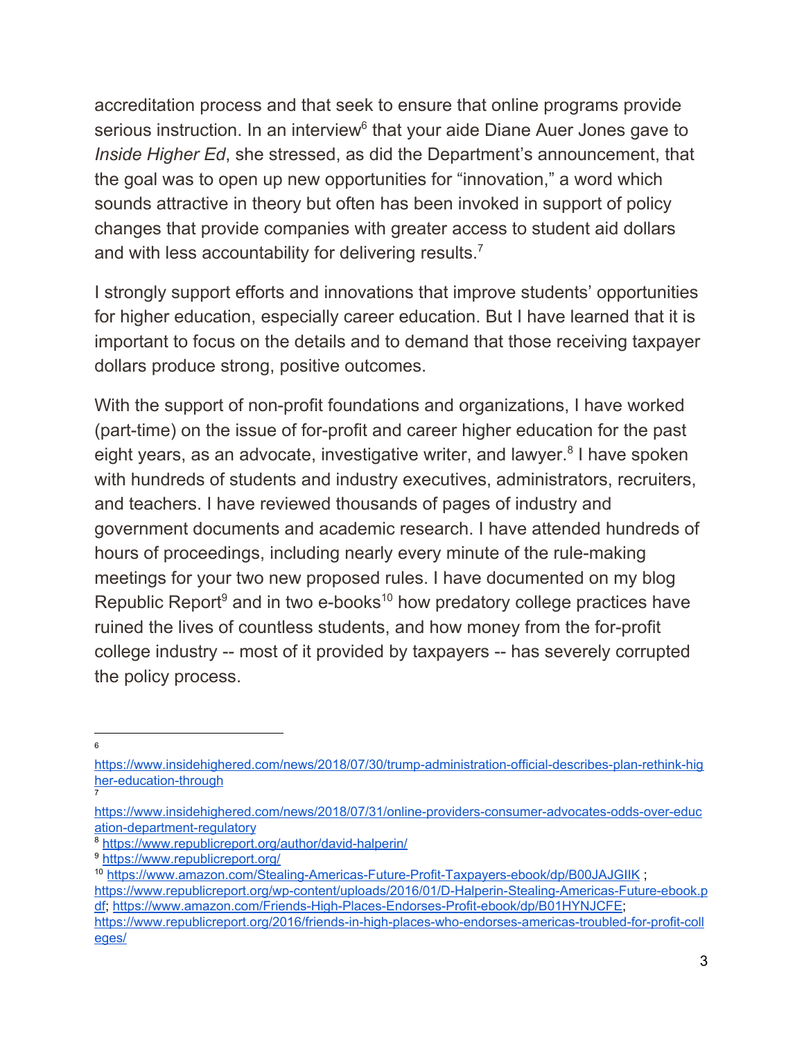accreditation process and that seek to ensure that online programs provide serious instruction. In an interview[6] that your aide Diane Auer Jones gave to *Inside Higher Ed*, she stressed, as did the Department's announcement, that the goal was to open up new opportunities for "innovation," a word which sounds attractive in theory but often has been invoked in support of policy changes that provide companies with greater access to student aid dollars and with less accountability for delivering results.[7]

I strongly support efforts and innovations that improve students' opportunities for higher education, especially career education. But I have learned that it is important to focus on the details and to demand that those receiving taxpayer dollars produce strong, positive outcomes.

With the support of non-profit foundations and organizations, I have worked (part-time) on the issue of for-profit and career higher education for the past eight years, as an advocate, investigative writer, and lawyer.[8] I have spoken with hundreds of students and industry executives, administrators, recruiters, and teachers. I have reviewed thousands of pages of industry and government documents and academic research. I have attended hundreds of hours of proceedings, including nearly every minute of the rule-making meetings for your two new proposed rules. I have documented on my blog Republic Report[9] and in two e-books[10] how predatory college practices have ruined the lives of countless students, and how money from the for-profit college industry -- most of it provided by taxpayers -- has severely corrupted the policy process.

---

[6] https://www.insidehighered.com/news/2018/07/30/trump-administration-official-describes-plan-rethink-higher-education-through

[7] https://www.insidehighered.com/news/2018/07/31/online-providers-consumer-advocates-odds-over-education-department-regulatory

[8] https://www.republicreport.org/author/david-halperin/

[9] https://www.republicreport.org/

[10] https://www.amazon.com/Stealing-Americas-Future-Profit-Taxpayers-ebook/dp/B00JAJGIIK ; https://www.republicreport.org/wp-content/uploads/2016/01/D-Halperin-Stealing-Americas-Future-ebook.pdf; https://www.amazon.com/Friends-High-Places-Endorses-Profit-ebook/dp/B01HYNJCFE; https://www.republicreport.org/2016/friends-in-high-places-who-endorses-americas-troubled-for-profit-colleges/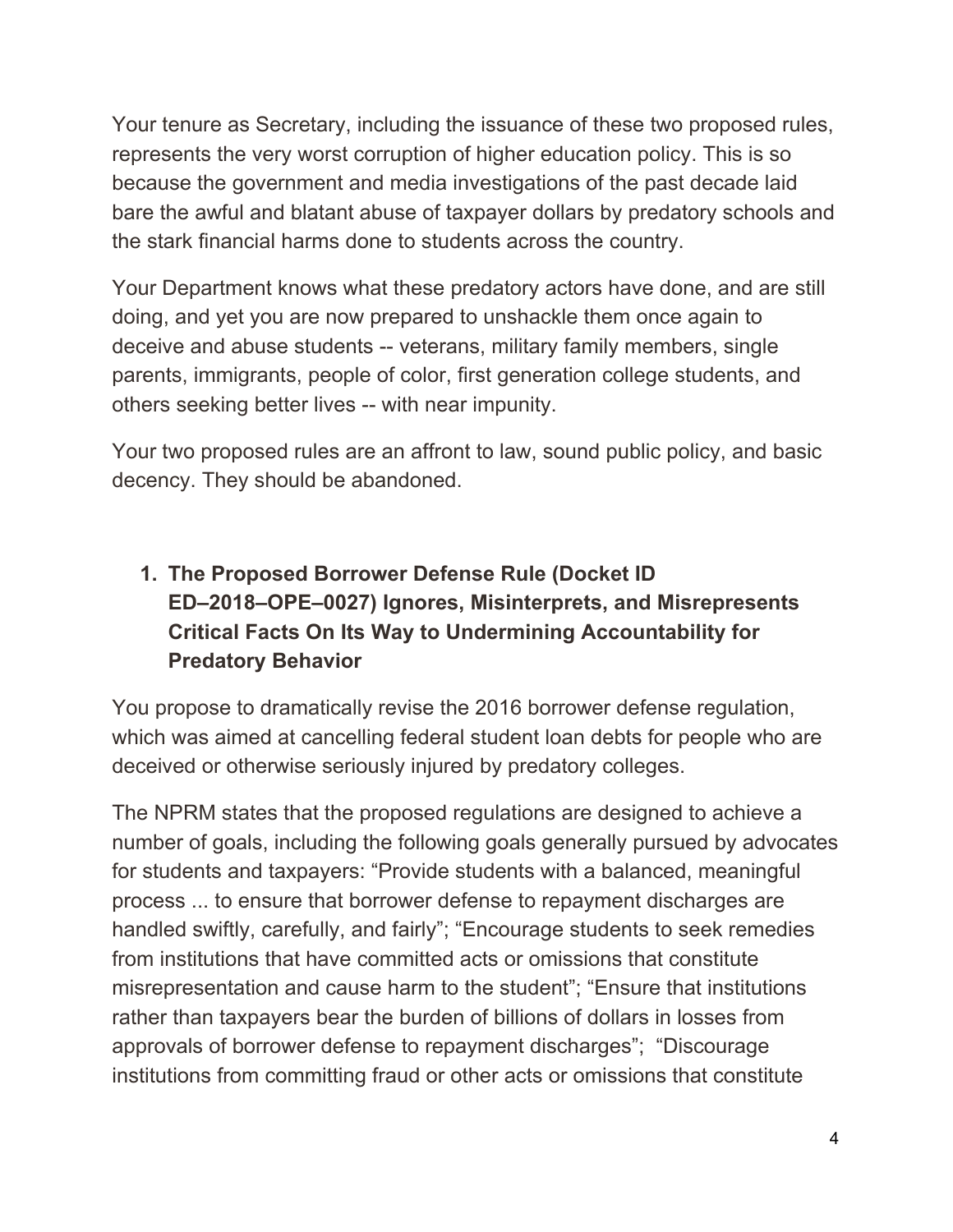Your tenure as Secretary, including the issuance of these two proposed rules, represents the very worst corruption of higher education policy. This is so because the government and media investigations of the past decade laid bare the awful and blatant abuse of taxpayer dollars by predatory schools and the stark financial harms done to students across the country.

Your Department knows what these predatory actors have done, and are still doing, and yet you are now prepared to unshackle them once again to deceive and abuse students -- veterans, military family members, single parents, immigrants, people of color, first generation college students, and others seeking better lives -- with near impunity.

Your two proposed rules are an affront to law, sound public policy, and basic decency. They should be abandoned.

1. **The Proposed Borrower Defense Rule (Docket ID ED–2018–OPE–0027) Ignores, Misinterprets, and Misrepresents Critical Facts On Its Way to Undermining Accountability for Predatory Behavior**

You propose to dramatically revise the 2016 borrower defense regulation, which was aimed at cancelling federal student loan debts for people who are deceived or otherwise seriously injured by predatory colleges.

The NPRM states that the proposed regulations are designed to achieve a number of goals, including the following goals generally pursued by advocates for students and taxpayers: "Provide students with a balanced, meaningful process ... to ensure that borrower defense to repayment discharges are handled swiftly, carefully, and fairly"; "Encourage students to seek remedies from institutions that have committed acts or omissions that constitute misrepresentation and cause harm to the student"; "Ensure that institutions rather than taxpayers bear the burden of billions of dollars in losses from approvals of borrower defense to repayment discharges"; "Discourage institutions from committing fraud or other acts or omissions that constitute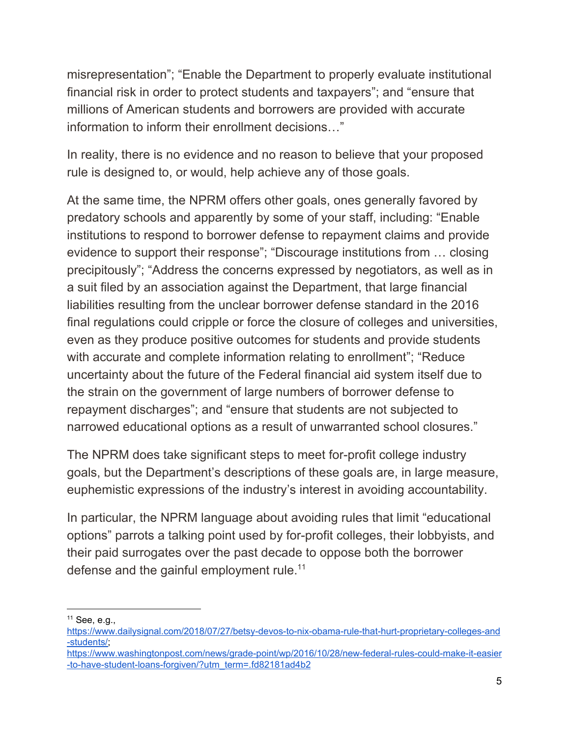misrepresentation"; "Enable the Department to properly evaluate institutional financial risk in order to protect students and taxpayers"; and "ensure that millions of American students and borrowers are provided with accurate information to inform their enrollment decisions…"

In reality, there is no evidence and no reason to believe that your proposed rule is designed to, or would, help achieve any of those goals.

At the same time, the NPRM offers other goals, ones generally favored by predatory schools and apparently by some of your staff, including: "Enable institutions to respond to borrower defense to repayment claims and provide evidence to support their response"; "Discourage institutions from … closing precipitously"; "Address the concerns expressed by negotiators, as well as in a suit filed by an association against the Department, that large financial liabilities resulting from the unclear borrower defense standard in the 2016 final regulations could cripple or force the closure of colleges and universities, even as they produce positive outcomes for students and provide students with accurate and complete information relating to enrollment"; "Reduce uncertainty about the future of the Federal financial aid system itself due to the strain on the government of large numbers of borrower defense to repayment discharges"; and "ensure that students are not subjected to narrowed educational options as a result of unwarranted school closures."

The NPRM does take significant steps to meet for-profit college industry goals, but the Department's descriptions of these goals are, in large measure, euphemistic expressions of the industry's interest in avoiding accountability.

In particular, the NPRM language about avoiding rules that limit "educational options" parrots a talking point used by for-profit colleges, their lobbyists, and their paid surrogates over the past decade to oppose both the borrower defense and the gainful employment rule.[11]

---

[11] See, e.g., https://www.dailysignal.com/2018/07/27/betsy-devos-to-nix-obama-rule-that-hurt-proprietary-colleges-and-students/; https://www.washingtonpost.com/news/grade-point/wp/2016/10/28/new-federal-rules-could-make-it-easier-to-have-student-loans-forgiven/?utm_term=.fd82181ad4b2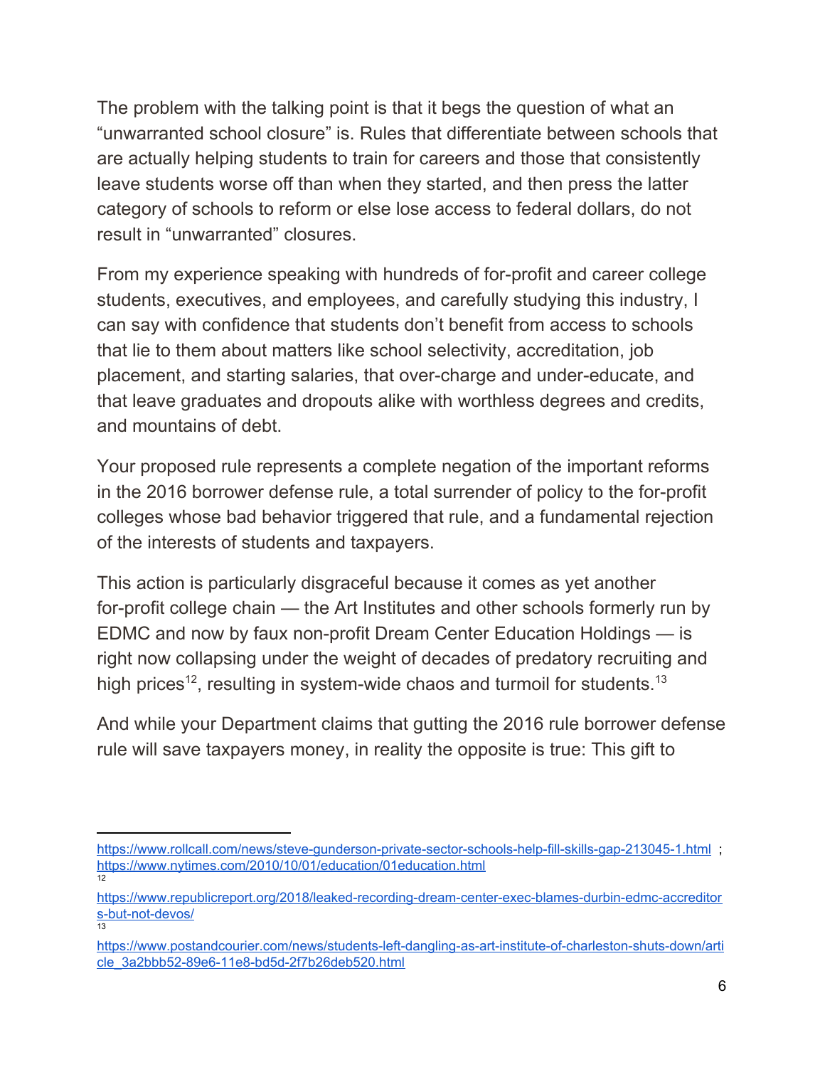The problem with the talking point is that it begs the question of what an "unwarranted school closure" is. Rules that differentiate between schools that are actually helping students to train for careers and those that consistently leave students worse off than when they started, and then press the latter category of schools to reform or else lose access to federal dollars, do not result in "unwarranted" closures.

From my experience speaking with hundreds of for-profit and career college students, executives, and employees, and carefully studying this industry, I can say with confidence that students don't benefit from access to schools that lie to them about matters like school selectivity, accreditation, job placement, and starting salaries, that over-charge and under-educate, and that leave graduates and dropouts alike with worthless degrees and credits, and mountains of debt.

Your proposed rule represents a complete negation of the important reforms in the 2016 borrower defense rule, a total surrender of policy to the for-profit colleges whose bad behavior triggered that rule, and a fundamental rejection of the interests of students and taxpayers.

This action is particularly disgraceful because it comes as yet another for-profit college chain — the Art Institutes and other schools formerly run by EDMC and now by faux non-profit Dream Center Education Holdings — is right now collapsing under the weight of decades of predatory recruiting and high prices[12], resulting in system-wide chaos and turmoil for students.[13]

And while your Department claims that gutting the 2016 rule borrower defense rule will save taxpayers money, in reality the opposite is true: This gift to

---

https://www.rollcall.com/news/steve-gunderson-private-sector-schools-help-fill-skills-gap-213045-1.html ; https://www.nytimes.com/2010/10/01/education/01education.html

[12] https://www.republicreport.org/2018/leaked-recording-dream-center-exec-blames-durbin-edmc-accreditors-but-not-devos/

[13] https://www.postandcourier.com/news/students-left-dangling-as-art-institute-of-charleston-shuts-down/article_3a2bbb52-89e6-11e8-bd5d-2f7b26deb520.html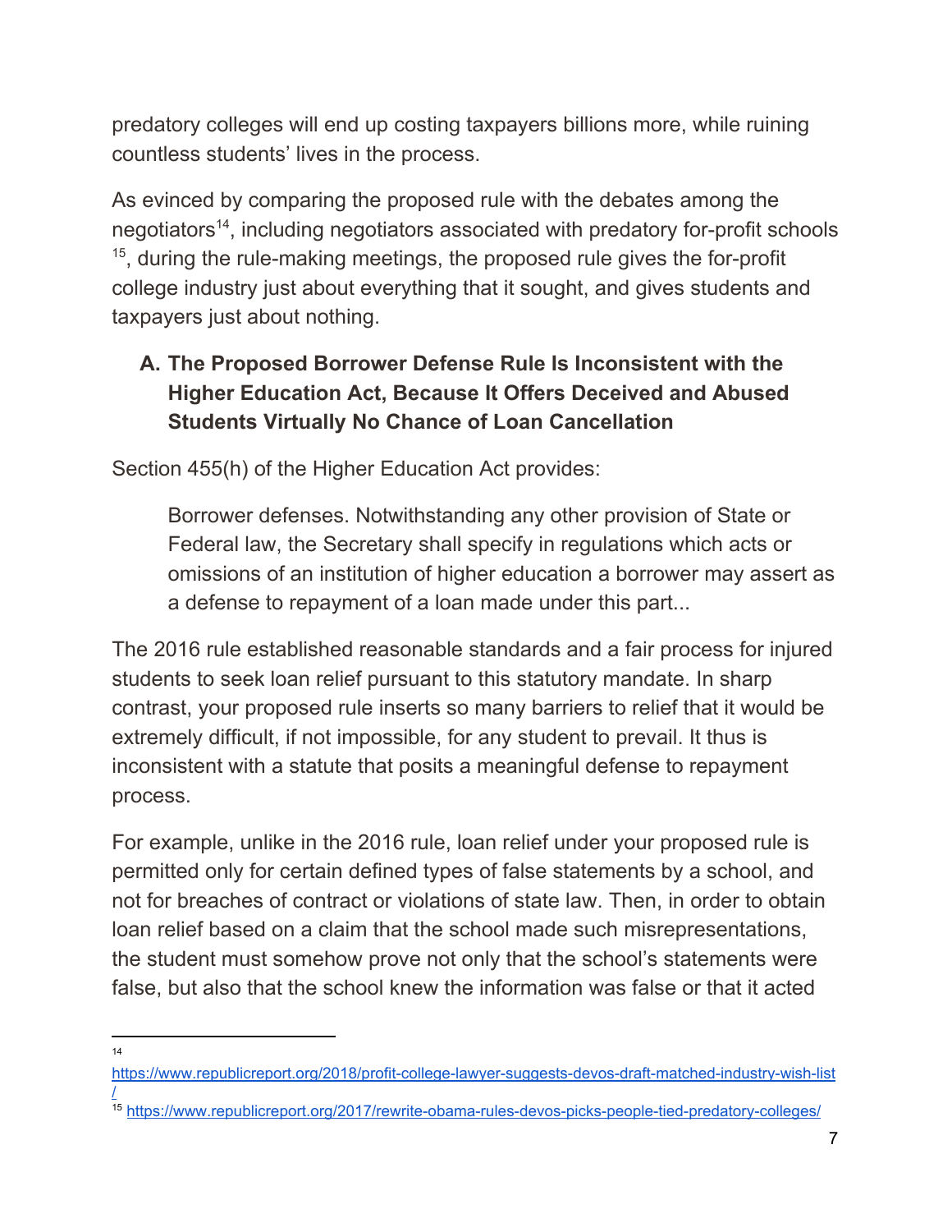predatory colleges will end up costing taxpayers billions more, while ruining countless students' lives in the process.

As evinced by comparing the proposed rule with the debates among the negotiators[14], including negotiators associated with predatory for-profit schools [15], during the rule-making meetings, the proposed rule gives the for-profit college industry just about everything that it sought, and gives students and taxpayers just about nothing.

### A. The Proposed Borrower Defense Rule Is Inconsistent with the Higher Education Act, Because It Offers Deceived and Abused Students Virtually No Chance of Loan Cancellation

Section 455(h) of the Higher Education Act provides:

> Borrower defenses. Notwithstanding any other provision of State or Federal law, the Secretary shall specify in regulations which acts or omissions of an institution of higher education a borrower may assert as a defense to repayment of a loan made under this part...

The 2016 rule established reasonable standards and a fair process for injured students to seek loan relief pursuant to this statutory mandate. In sharp contrast, your proposed rule inserts so many barriers to relief that it would be extremely difficult, if not impossible, for any student to prevail. It thus is inconsistent with a statute that posits a meaningful defense to repayment process.

For example, unlike in the 2016 rule, loan relief under your proposed rule is permitted only for certain defined types of false statements by a school, and not for breaches of contract or violations of state law. Then, in order to obtain loan relief based on a claim that the school made such misrepresentations, the student must somehow prove not only that the school's statements were false, but also that the school knew the information was false or that it acted

---

[14] https://www.republicreport.org/2018/profit-college-lawyer-suggests-devos-draft-matched-industry-wish-list/

[15] https://www.republicreport.org/2017/rewrite-obama-rules-devos-picks-people-tied-predatory-colleges/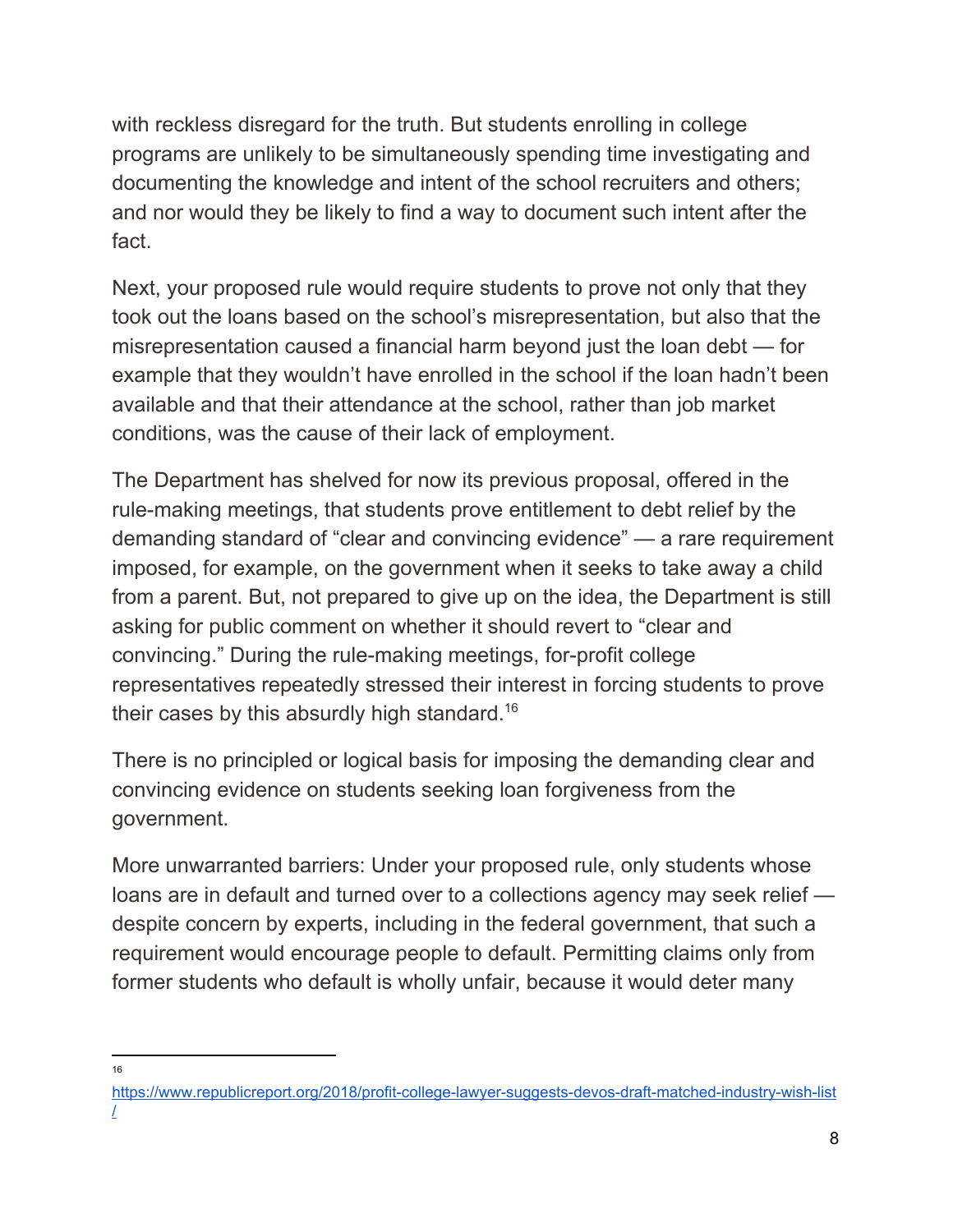with reckless disregard for the truth. But students enrolling in college programs are unlikely to be simultaneously spending time investigating and documenting the knowledge and intent of the school recruiters and others; and nor would they be likely to find a way to document such intent after the fact.

Next, your proposed rule would require students to prove not only that they took out the loans based on the school's misrepresentation, but also that the misrepresentation caused a financial harm beyond just the loan debt — for example that they wouldn't have enrolled in the school if the loan hadn't been available and that their attendance at the school, rather than job market conditions, was the cause of their lack of employment.

The Department has shelved for now its previous proposal, offered in the rule-making meetings, that students prove entitlement to debt relief by the demanding standard of "clear and convincing evidence" — a rare requirement imposed, for example, on the government when it seeks to take away a child from a parent. But, not prepared to give up on the idea, the Department is still asking for public comment on whether it should revert to "clear and convincing." During the rule-making meetings, for-profit college representatives repeatedly stressed their interest in forcing students to prove their cases by this absurdly high standard.[16]

There is no principled or logical basis for imposing the demanding clear and convincing evidence on students seeking loan forgiveness from the government.

More unwarranted barriers: Under your proposed rule, only students whose loans are in default and turned over to a collections agency may seek relief — despite concern by experts, including in the federal government, that such a requirement would encourage people to default. Permitting claims only from former students who default is wholly unfair, because it would deter many

---

[16] https://www.republicreport.org/2018/profit-college-lawyer-suggests-devos-draft-matched-industry-wish-list/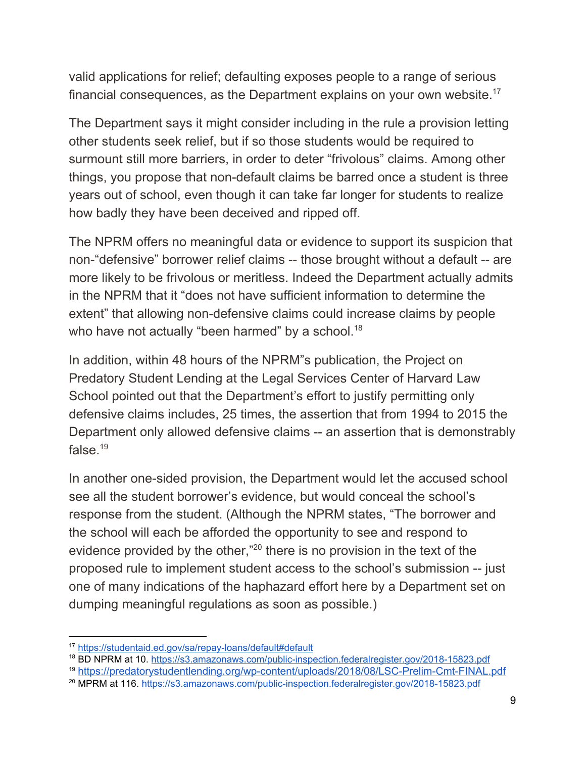valid applications for relief; defaulting exposes people to a range of serious financial consequences, as the Department explains on your own website.[17]

The Department says it might consider including in the rule a provision letting other students seek relief, but if so those students would be required to surmount still more barriers, in order to deter "frivolous" claims. Among other things, you propose that non-default claims be barred once a student is three years out of school, even though it can take far longer for students to realize how badly they have been deceived and ripped off.

The NPRM offers no meaningful data or evidence to support its suspicion that non-"defensive" borrower relief claims -- those brought without a default -- are more likely to be frivolous or meritless. Indeed the Department actually admits in the NPRM that it "does not have sufficient information to determine the extent" that allowing non-defensive claims could increase claims by people who have not actually "been harmed" by a school.[18]

In addition, within 48 hours of the NPRM"s publication, the Project on Predatory Student Lending at the Legal Services Center of Harvard Law School pointed out that the Department's effort to justify permitting only defensive claims includes, 25 times, the assertion that from 1994 to 2015 the Department only allowed defensive claims -- an assertion that is demonstrably false.[19]

In another one-sided provision, the Department would let the accused school see all the student borrower's evidence, but would conceal the school's response from the student. (Although the NPRM states, "The borrower and the school will each be afforded the opportunity to see and respond to evidence provided by the other,"[20] there is no provision in the text of the proposed rule to implement student access to the school's submission -- just one of many indications of the haphazard effort here by a Department set on dumping meaningful regulations as soon as possible.)

---

[17] https://studentaid.ed.gov/sa/repay-loans/default#default

[18] BD NPRM at 10. https://s3.amazonaws.com/public-inspection.federalregister.gov/2018-15823.pdf

[19] https://predatorystudentlending.org/wp-content/uploads/2018/08/LSC-Prelim-Cmt-FINAL.pdf

[20] MPRM at 116. https://s3.amazonaws.com/public-inspection.federalregister.gov/2018-15823.pdf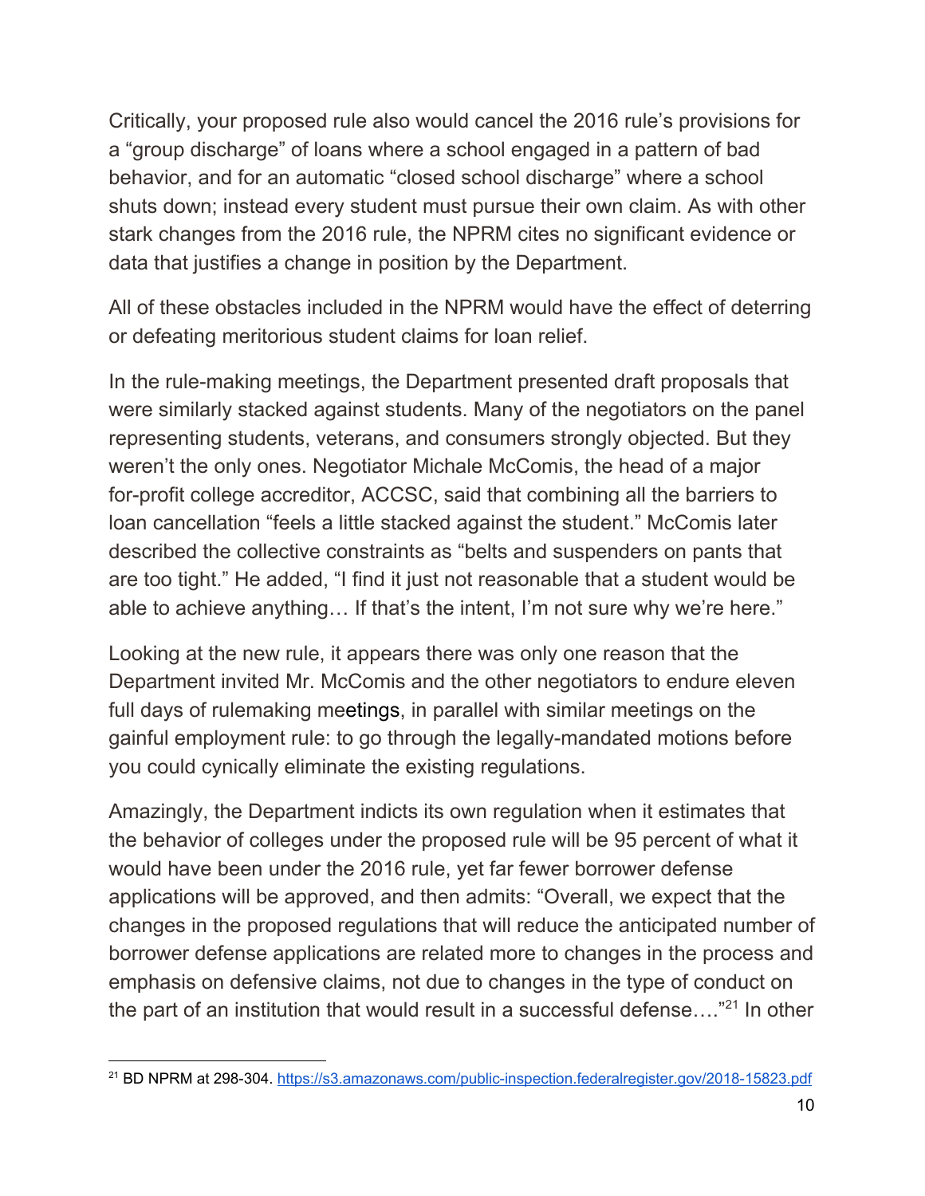Critically, your proposed rule also would cancel the 2016 rule's provisions for a "group discharge" of loans where a school engaged in a pattern of bad behavior, and for an automatic "closed school discharge" where a school shuts down; instead every student must pursue their own claim. As with other stark changes from the 2016 rule, the NPRM cites no significant evidence or data that justifies a change in position by the Department.

All of these obstacles included in the NPRM would have the effect of deterring or defeating meritorious student claims for loan relief.

In the rule-making meetings, the Department presented draft proposals that were similarly stacked against students. Many of the negotiators on the panel representing students, veterans, and consumers strongly objected. But they weren't the only ones. Negotiator Michale McComis, the head of a major for-profit college accreditor, ACCSC, said that combining all the barriers to loan cancellation "feels a little stacked against the student." McComis later described the collective constraints as "belts and suspenders on pants that are too tight." He added, "I find it just not reasonable that a student would be able to achieve anything… If that's the intent, I'm not sure why we're here."

Looking at the new rule, it appears there was only one reason that the Department invited Mr. McComis and the other negotiators to endure eleven full days of rulemaking meetings, in parallel with similar meetings on the gainful employment rule: to go through the legally-mandated motions before you could cynically eliminate the existing regulations.

Amazingly, the Department indicts its own regulation when it estimates that the behavior of colleges under the proposed rule will be 95 percent of what it would have been under the 2016 rule, yet far fewer borrower defense applications will be approved, and then admits: "Overall, we expect that the changes in the proposed regulations that will reduce the anticipated number of borrower defense applications are related more to changes in the process and emphasis on defensive claims, not due to changes in the type of conduct on the part of an institution that would result in a successful defense…."[21] In other

---

[21] BD NPRM at 298-304. https://s3.amazonaws.com/public-inspection.federalregister.gov/2018-15823.pdf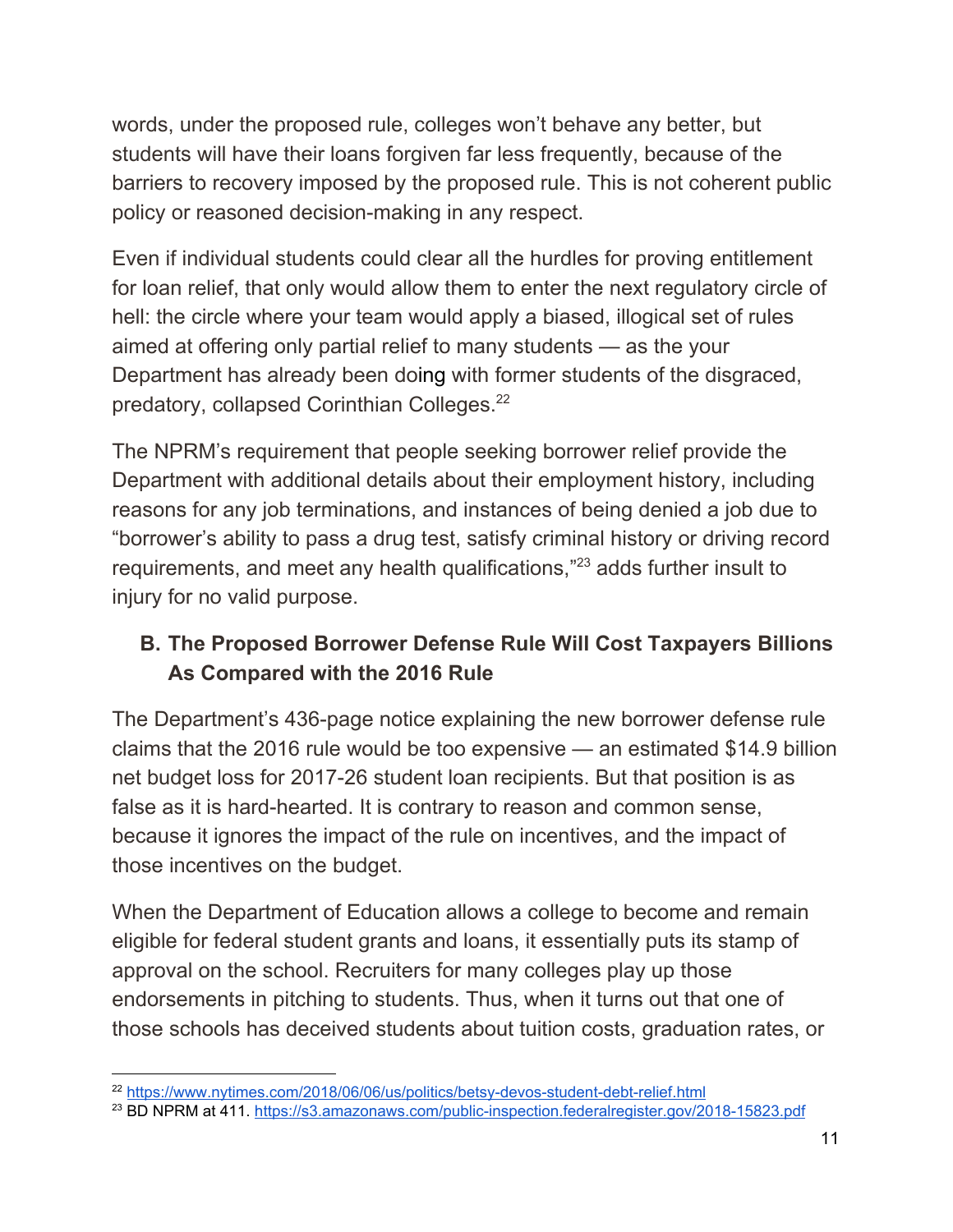words, under the proposed rule, colleges won't behave any better, but students will have their loans forgiven far less frequently, because of the barriers to recovery imposed by the proposed rule. This is not coherent public policy or reasoned decision-making in any respect.

Even if individual students could clear all the hurdles for proving entitlement for loan relief, that only would allow them to enter the next regulatory circle of hell: the circle where your team would apply a biased, illogical set of rules aimed at offering only partial relief to many students — as the your Department has already been doing with former students of the disgraced, predatory, collapsed Corinthian Colleges.[22]

The NPRM's requirement that people seeking borrower relief provide the Department with additional details about their employment history, including reasons for any job terminations, and instances of being denied a job due to "borrower's ability to pass a drug test, satisfy criminal history or driving record requirements, and meet any health qualifications,"[23] adds further insult to injury for no valid purpose.

### B. The Proposed Borrower Defense Rule Will Cost Taxpayers Billions As Compared with the 2016 Rule

The Department's 436-page notice explaining the new borrower defense rule claims that the 2016 rule would be too expensive — an estimated $14.9 billion net budget loss for 2017-26 student loan recipients. But that position is as false as it is hard-hearted. It is contrary to reason and common sense, because it ignores the impact of the rule on incentives, and the impact of those incentives on the budget.

When the Department of Education allows a college to become and remain eligible for federal student grants and loans, it essentially puts its stamp of approval on the school. Recruiters for many colleges play up those endorsements in pitching to students. Thus, when it turns out that one of those schools has deceived students about tuition costs, graduation rates, or

---

[22] https://www.nytimes.com/2018/06/06/us/politics/betsy-devos-student-debt-relief.html

[23] BD NPRM at 411. https://s3.amazonaws.com/public-inspection.federalregister.gov/2018-15823.pdf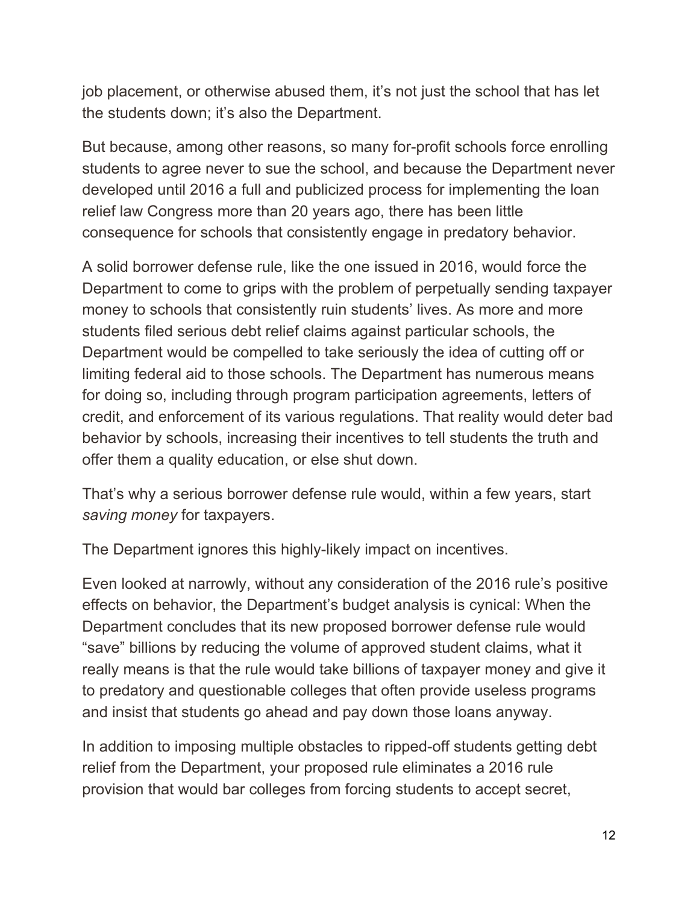job placement, or otherwise abused them, it's not just the school that has let the students down; it's also the Department.

But because, among other reasons, so many for-profit schools force enrolling students to agree never to sue the school, and because the Department never developed until 2016 a full and publicized process for implementing the loan relief law Congress more than 20 years ago, there has been little consequence for schools that consistently engage in predatory behavior.

A solid borrower defense rule, like the one issued in 2016, would force the Department to come to grips with the problem of perpetually sending taxpayer money to schools that consistently ruin students' lives. As more and more students filed serious debt relief claims against particular schools, the Department would be compelled to take seriously the idea of cutting off or limiting federal aid to those schools. The Department has numerous means for doing so, including through program participation agreements, letters of credit, and enforcement of its various regulations. That reality would deter bad behavior by schools, increasing their incentives to tell students the truth and offer them a quality education, or else shut down.

That's why a serious borrower defense rule would, within a few years, start *saving money* for taxpayers.

The Department ignores this highly-likely impact on incentives.

Even looked at narrowly, without any consideration of the 2016 rule's positive effects on behavior, the Department's budget analysis is cynical: When the Department concludes that its new proposed borrower defense rule would "save" billions by reducing the volume of approved student claims, what it really means is that the rule would take billions of taxpayer money and give it to predatory and questionable colleges that often provide useless programs and insist that students go ahead and pay down those loans anyway.

In addition to imposing multiple obstacles to ripped-off students getting debt relief from the Department, your proposed rule eliminates a 2016 rule provision that would bar colleges from forcing students to accept secret,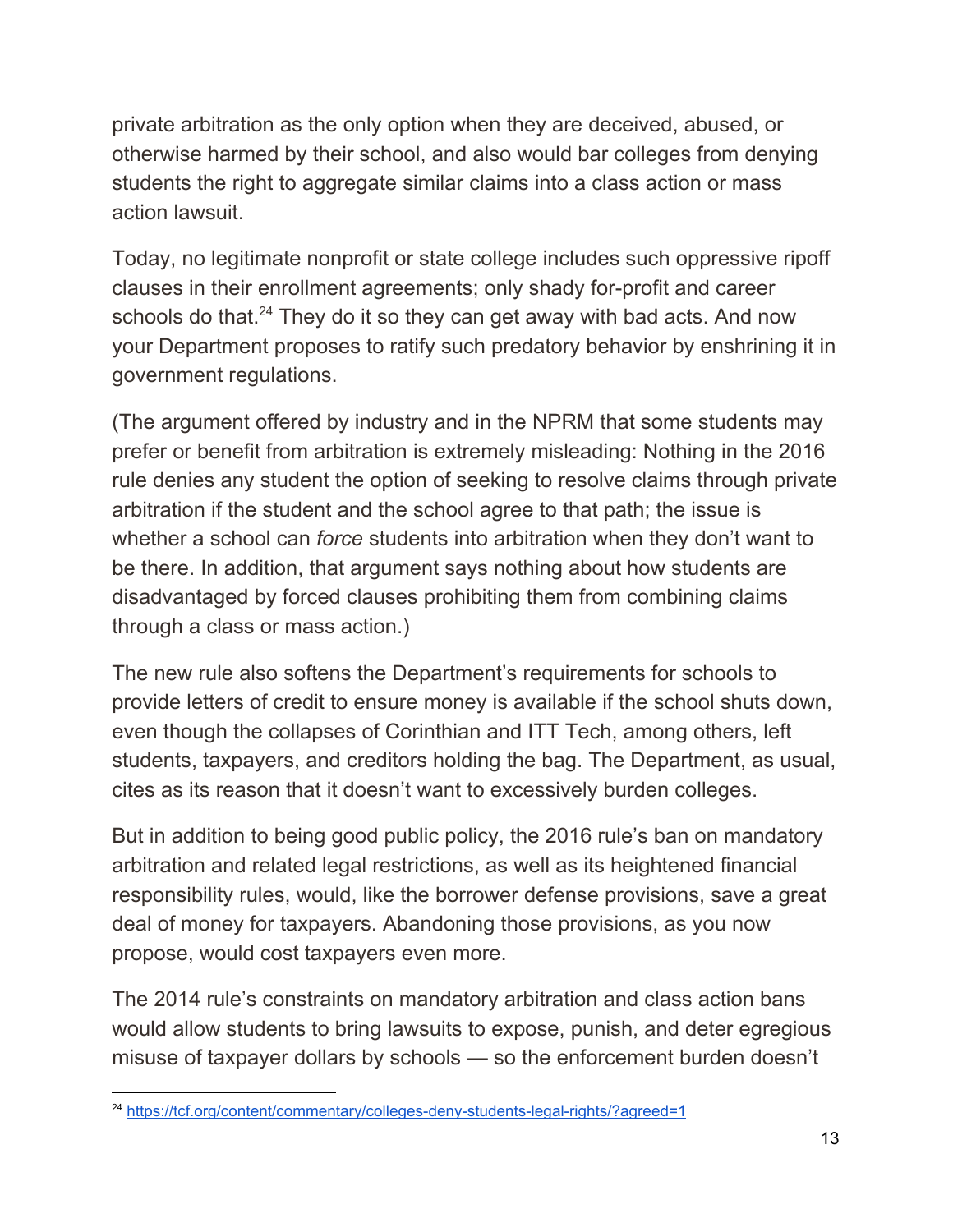private arbitration as the only option when they are deceived, abused, or otherwise harmed by their school, and also would bar colleges from denying students the right to aggregate similar claims into a class action or mass action lawsuit.

Today, no legitimate nonprofit or state college includes such oppressive ripoff clauses in their enrollment agreements; only shady for-profit and career schools do that.[24] They do it so they can get away with bad acts. And now your Department proposes to ratify such predatory behavior by enshrining it in government regulations.

(The argument offered by industry and in the NPRM that some students may prefer or benefit from arbitration is extremely misleading: Nothing in the 2016 rule denies any student the option of seeking to resolve claims through private arbitration if the student and the school agree to that path; the issue is whether a school can *force* students into arbitration when they don't want to be there. In addition, that argument says nothing about how students are disadvantaged by forced clauses prohibiting them from combining claims through a class or mass action.)

The new rule also softens the Department's requirements for schools to provide letters of credit to ensure money is available if the school shuts down, even though the collapses of Corinthian and ITT Tech, among others, left students, taxpayers, and creditors holding the bag. The Department, as usual, cites as its reason that it doesn't want to excessively burden colleges.

But in addition to being good public policy, the 2016 rule's ban on mandatory arbitration and related legal restrictions, as well as its heightened financial responsibility rules, would, like the borrower defense provisions, save a great deal of money for taxpayers. Abandoning those provisions, as you now propose, would cost taxpayers even more.

The 2014 rule's constraints on mandatory arbitration and class action bans would allow students to bring lawsuits to expose, punish, and deter egregious misuse of taxpayer dollars by schools — so the enforcement burden doesn't

---

[24] https://tcf.org/content/commentary/colleges-deny-students-legal-rights/?agreed=1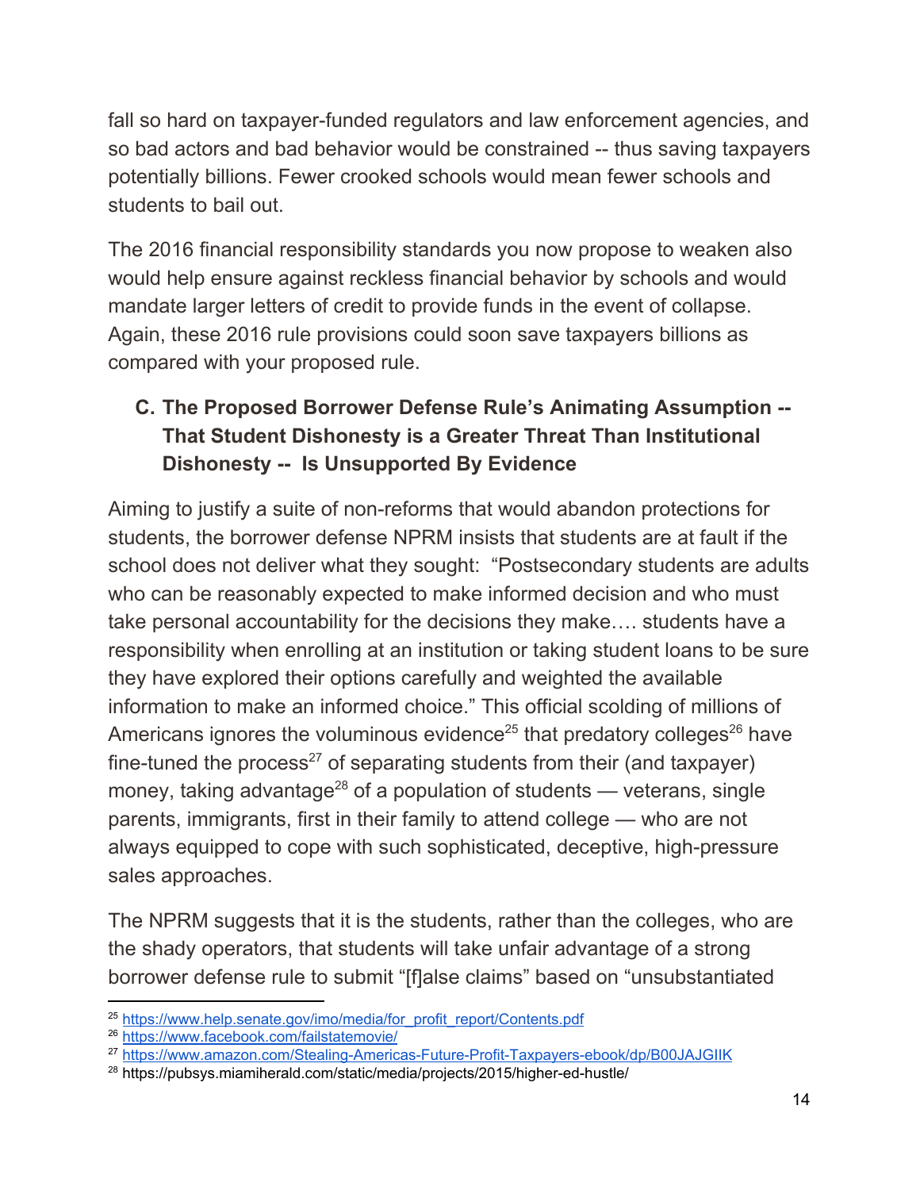fall so hard on taxpayer-funded regulators and law enforcement agencies, and so bad actors and bad behavior would be constrained -- thus saving taxpayers potentially billions. Fewer crooked schools would mean fewer schools and students to bail out.

The 2016 financial responsibility standards you now propose to weaken also would help ensure against reckless financial behavior by schools and would mandate larger letters of credit to provide funds in the event of collapse. Again, these 2016 rule provisions could soon save taxpayers billions as compared with your proposed rule.

### C. The Proposed Borrower Defense Rule's Animating Assumption -- That Student Dishonesty is a Greater Threat Than Institutional Dishonesty -- Is Unsupported By Evidence

Aiming to justify a suite of non-reforms that would abandon protections for students, the borrower defense NPRM insists that students are at fault if the school does not deliver what they sought: "Postsecondary students are adults who can be reasonably expected to make informed decision and who must take personal accountability for the decisions they make…. students have a responsibility when enrolling at an institution or taking student loans to be sure they have explored their options carefully and weighted the available information to make an informed choice." This official scolding of millions of Americans ignores the voluminous evidence[25] that predatory colleges[26] have fine-tuned the process[27] of separating students from their (and taxpayer) money, taking advantage[28] of a population of students — veterans, single parents, immigrants, first in their family to attend college — who are not always equipped to cope with such sophisticated, deceptive, high-pressure sales approaches.

The NPRM suggests that it is the students, rather than the colleges, who are the shady operators, that students will take unfair advantage of a strong borrower defense rule to submit "[f]alse claims" based on "unsubstantiated

---

[25] https://www.help.senate.gov/imo/media/for_profit_report/Contents.pdf

[26] https://www.facebook.com/failstatemovie/

[27] https://www.amazon.com/Stealing-Americas-Future-Profit-Taxpayers-ebook/dp/B00JAJGIIK

[28] https://pubsys.miamiherald.com/static/media/projects/2015/higher-ed-hustle/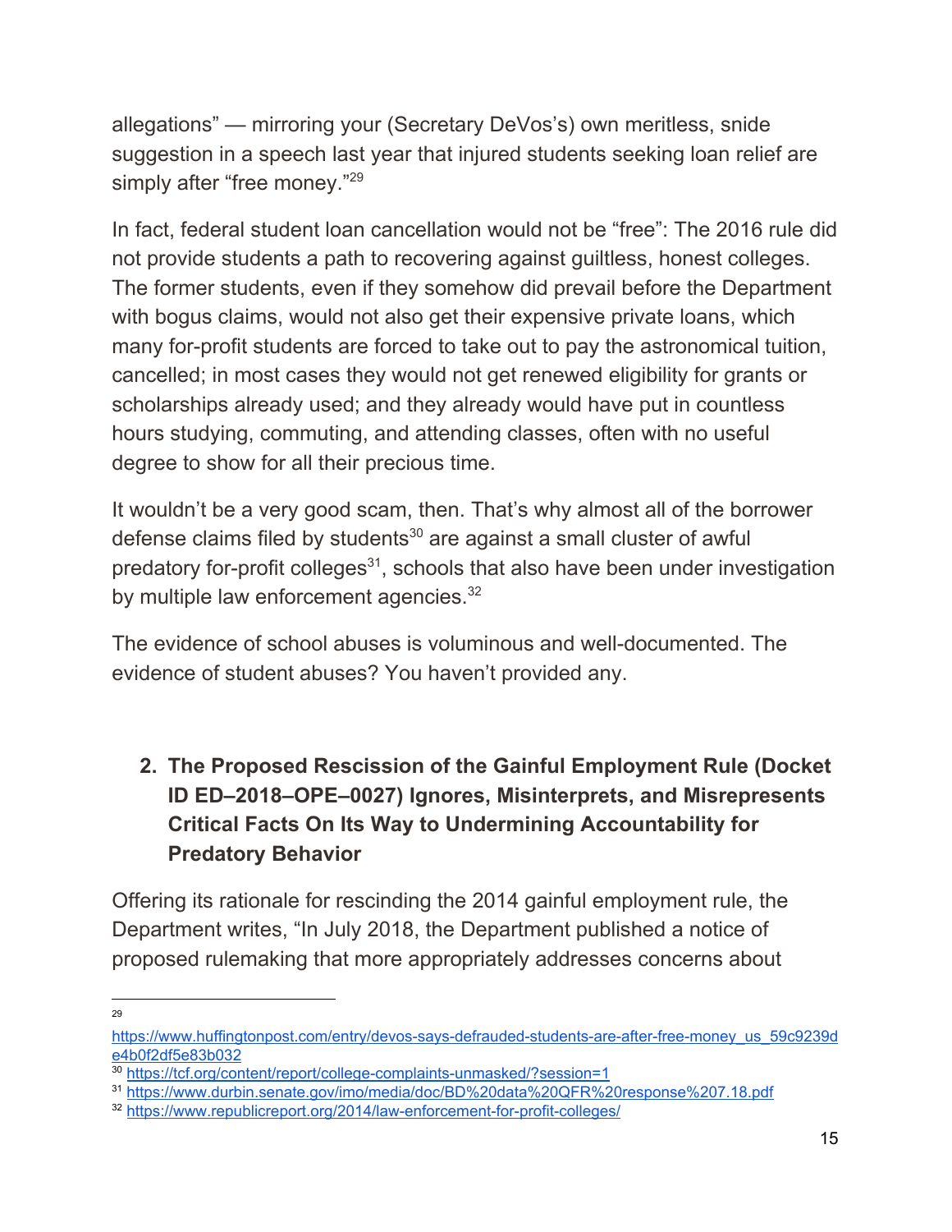allegations" — mirroring your (Secretary DeVos's) own meritless, snide suggestion in a speech last year that injured students seeking loan relief are simply after "free money."[29]

In fact, federal student loan cancellation would not be "free": The 2016 rule did not provide students a path to recovering against guiltless, honest colleges. The former students, even if they somehow did prevail before the Department with bogus claims, would not also get their expensive private loans, which many for-profit students are forced to take out to pay the astronomical tuition, cancelled; in most cases they would not get renewed eligibility for grants or scholarships already used; and they already would have put in countless hours studying, commuting, and attending classes, often with no useful degree to show for all their precious time.

It wouldn't be a very good scam, then. That's why almost all of the borrower defense claims filed by students[30] are against a small cluster of awful predatory for-profit colleges[31], schools that also have been under investigation by multiple law enforcement agencies.[32]

The evidence of school abuses is voluminous and well-documented. The evidence of student abuses? You haven't provided any.

2. **The Proposed Rescission of the Gainful Employment Rule (Docket ID ED–2018–OPE–0027) Ignores, Misinterprets, and Misrepresents Critical Facts On Its Way to Undermining Accountability for Predatory Behavior**

Offering its rationale for rescinding the 2014 gainful employment rule, the Department writes, "In July 2018, the Department published a notice of proposed rulemaking that more appropriately addresses concerns about

---

[29] https://www.huffingtonpost.com/entry/devos-says-defrauded-students-are-after-free-money_us_59c9239de4b0f2df5e83b032

[30] https://tcf.org/content/report/college-complaints-unmasked/?session=1

[31] https://www.durbin.senate.gov/imo/media/doc/BD%20data%20QFR%20response%207.18.pdf

[32] https://www.republicreport.org/2014/law-enforcement-for-profit-colleges/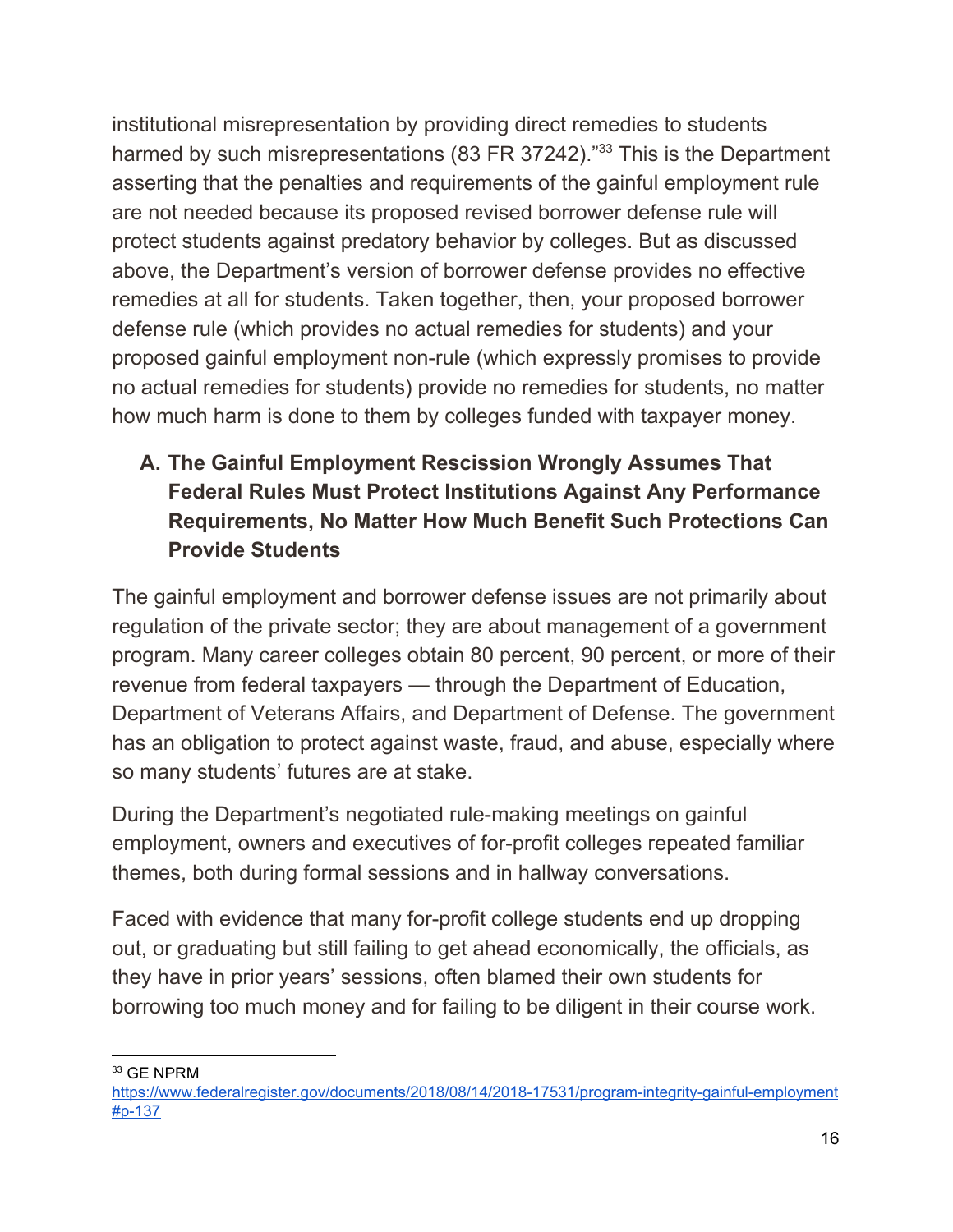institutional misrepresentation by providing direct remedies to students harmed by such misrepresentations (83 FR 37242)."[33] This is the Department asserting that the penalties and requirements of the gainful employment rule are not needed because its proposed revised borrower defense rule will protect students against predatory behavior by colleges. But as discussed above, the Department's version of borrower defense provides no effective remedies at all for students. Taken together, then, your proposed borrower defense rule (which provides no actual remedies for students) and your proposed gainful employment non-rule (which expressly promises to provide no actual remedies for students) provide no remedies for students, no matter how much harm is done to them by colleges funded with taxpayer money.

### A. The Gainful Employment Rescission Wrongly Assumes That Federal Rules Must Protect Institutions Against Any Performance Requirements, No Matter How Much Benefit Such Protections Can Provide Students

The gainful employment and borrower defense issues are not primarily about regulation of the private sector; they are about management of a government program. Many career colleges obtain 80 percent, 90 percent, or more of their revenue from federal taxpayers — through the Department of Education, Department of Veterans Affairs, and Department of Defense. The government has an obligation to protect against waste, fraud, and abuse, especially where so many students' futures are at stake.

During the Department's negotiated rule-making meetings on gainful employment, owners and executives of for-profit colleges repeated familiar themes, both during formal sessions and in hallway conversations.

Faced with evidence that many for-profit college students end up dropping out, or graduating but still failing to get ahead economically, the officials, as they have in prior years' sessions, often blamed their own students for borrowing too much money and for failing to be diligent in their course work.

---

[33] GE NPRM https://www.federalregister.gov/documents/2018/08/14/2018-17531/program-integrity-gainful-employment#p-137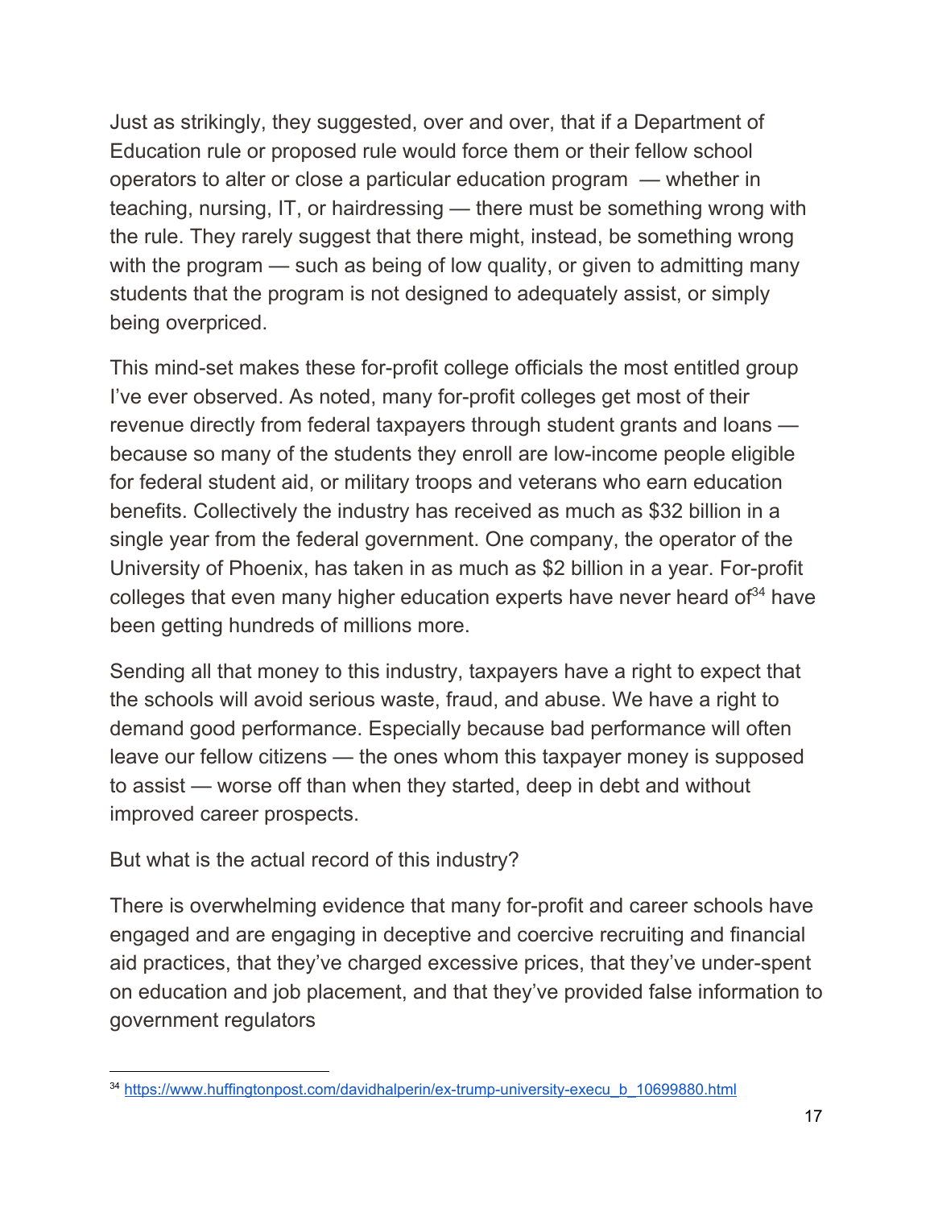Just as strikingly, they suggested, over and over, that if a Department of Education rule or proposed rule would force them or their fellow school operators to alter or close a particular education program — whether in teaching, nursing, IT, or hairdressing — there must be something wrong with the rule. They rarely suggest that there might, instead, be something wrong with the program — such as being of low quality, or given to admitting many students that the program is not designed to adequately assist, or simply being overpriced.

This mind-set makes these for-profit college officials the most entitled group I've ever observed. As noted, many for-profit colleges get most of their revenue directly from federal taxpayers through student grants and loans — because so many of the students they enroll are low-income people eligible for federal student aid, or military troops and veterans who earn education benefits. Collectively the industry has received as much as $32 billion in a single year from the federal government. One company, the operator of the University of Phoenix, has taken in as much as $2 billion in a year. For-profit colleges that even many higher education experts have never heard of[34] have been getting hundreds of millions more.

Sending all that money to this industry, taxpayers have a right to expect that the schools will avoid serious waste, fraud, and abuse. We have a right to demand good performance. Especially because bad performance will often leave our fellow citizens — the ones whom this taxpayer money is supposed to assist — worse off than when they started, deep in debt and without improved career prospects.

But what is the actual record of this industry?

There is overwhelming evidence that many for-profit and career schools have engaged and are engaging in deceptive and coercive recruiting and financial aid practices, that they've charged excessive prices, that they've under-spent on education and job placement, and that they've provided false information to government regulators

---

[34] https://www.huffingtonpost.com/davidhalperin/ex-trump-university-execu_b_10699880.html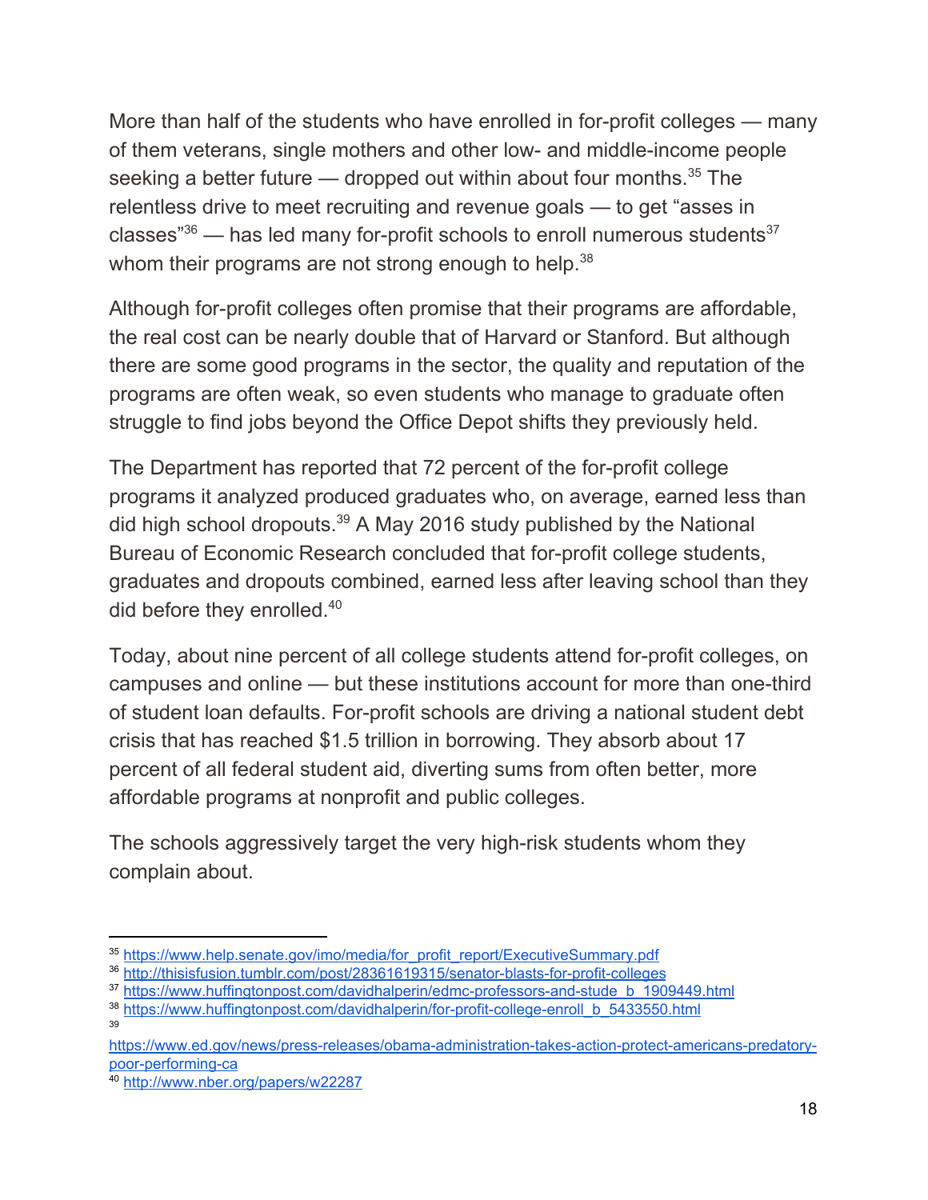More than half of the students who have enrolled in for-profit colleges — many of them veterans, single mothers and other low- and middle-income people seeking a better future — dropped out within about four months.[35] The relentless drive to meet recruiting and revenue goals — to get "asses in classes"[36] — has led many for-profit schools to enroll numerous students[37] whom their programs are not strong enough to help.[38]

Although for-profit colleges often promise that their programs are affordable, the real cost can be nearly double that of Harvard or Stanford. But although there are some good programs in the sector, the quality and reputation of the programs are often weak, so even students who manage to graduate often struggle to find jobs beyond the Office Depot shifts they previously held.

The Department has reported that 72 percent of the for-profit college programs it analyzed produced graduates who, on average, earned less than did high school dropouts.[39] A May 2016 study published by the National Bureau of Economic Research concluded that for-profit college students, graduates and dropouts combined, earned less after leaving school than they did before they enrolled.[40]

Today, about nine percent of all college students attend for-profit colleges, on campuses and online — but these institutions account for more than one-third of student loan defaults. For-profit schools are driving a national student debt crisis that has reached $1.5 trillion in borrowing. They absorb about 17 percent of all federal student aid, diverting sums from often better, more affordable programs at nonprofit and public colleges.

The schools aggressively target the very high-risk students whom they complain about.

---

[35] https://www.help.senate.gov/imo/media/for_profit_report/ExecutiveSummary.pdf

[36] http://thisisfusion.tumblr.com/post/28361619315/senator-blasts-for-profit-colleges

[37] https://www.huffingtonpost.com/davidhalperin/edmc-professors-and-stude_b_1909449.html

[38] https://www.huffingtonpost.com/davidhalperin/for-profit-college-enroll_b_5433550.html

[39] https://www.ed.gov/news/press-releases/obama-administration-takes-action-protect-americans-predatory-poor-performing-ca

[40] http://www.nber.org/papers/w22287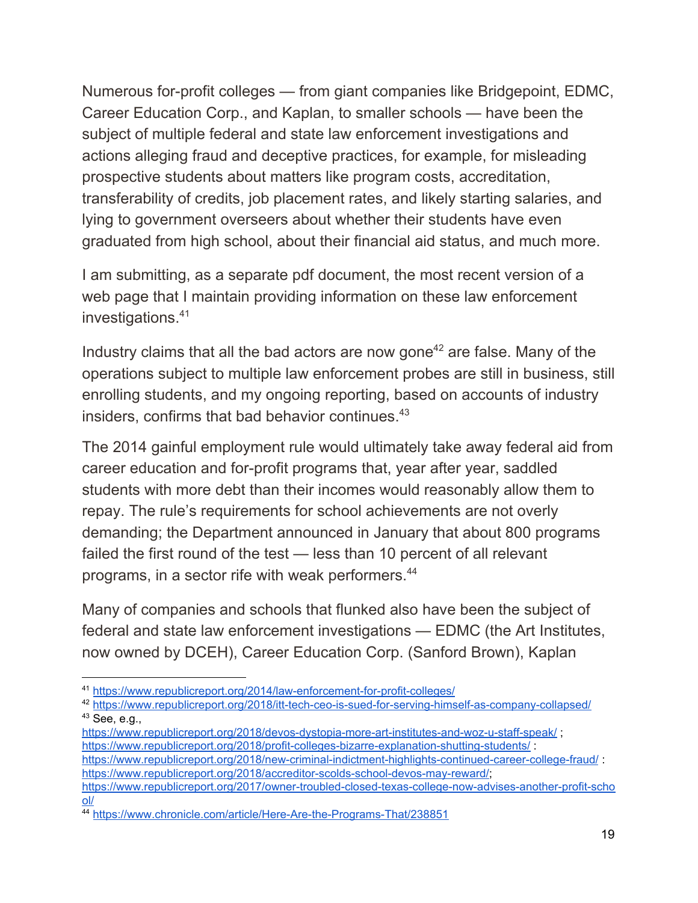Numerous for-profit colleges — from giant companies like Bridgepoint, EDMC, Career Education Corp., and Kaplan, to smaller schools — have been the subject of multiple federal and state law enforcement investigations and actions alleging fraud and deceptive practices, for example, for misleading prospective students about matters like program costs, accreditation, transferability of credits, job placement rates, and likely starting salaries, and lying to government overseers about whether their students have even graduated from high school, about their financial aid status, and much more.

I am submitting, as a separate pdf document, the most recent version of a web page that I maintain providing information on these law enforcement investigations.[41]

Industry claims that all the bad actors are now gone[42] are false. Many of the operations subject to multiple law enforcement probes are still in business, still enrolling students, and my ongoing reporting, based on accounts of industry insiders, confirms that bad behavior continues.[43]

The 2014 gainful employment rule would ultimately take away federal aid from career education and for-profit programs that, year after year, saddled students with more debt than their incomes would reasonably allow them to repay. The rule's requirements for school achievements are not overly demanding; the Department announced in January that about 800 programs failed the first round of the test — less than 10 percent of all relevant programs, in a sector rife with weak performers.[44]

Many of companies and schools that flunked also have been the subject of federal and state law enforcement investigations — EDMC (the Art Institutes, now owned by DCEH), Career Education Corp. (Sanford Brown), Kaplan

---

[41] https://www.republicreport.org/2014/law-enforcement-for-profit-colleges/

[42] https://www.republicreport.org/2018/itt-tech-ceo-is-sued-for-serving-himself-as-company-collapsed/

[43] See, e.g., https://www.republicreport.org/2018/devos-dystopia-more-art-institutes-and-woz-u-staff-speak/ ; https://www.republicreport.org/2018/profit-colleges-bizarre-explanation-shutting-students/ : https://www.republicreport.org/2018/new-criminal-indictment-highlights-continued-career-college-fraud/ : https://www.republicreport.org/2018/accreditor-scolds-school-devos-may-reward/; https://www.republicreport.org/2017/owner-troubled-closed-texas-college-now-advises-another-profit-school/

[44] https://www.chronicle.com/article/Here-Are-the-Programs-That/238851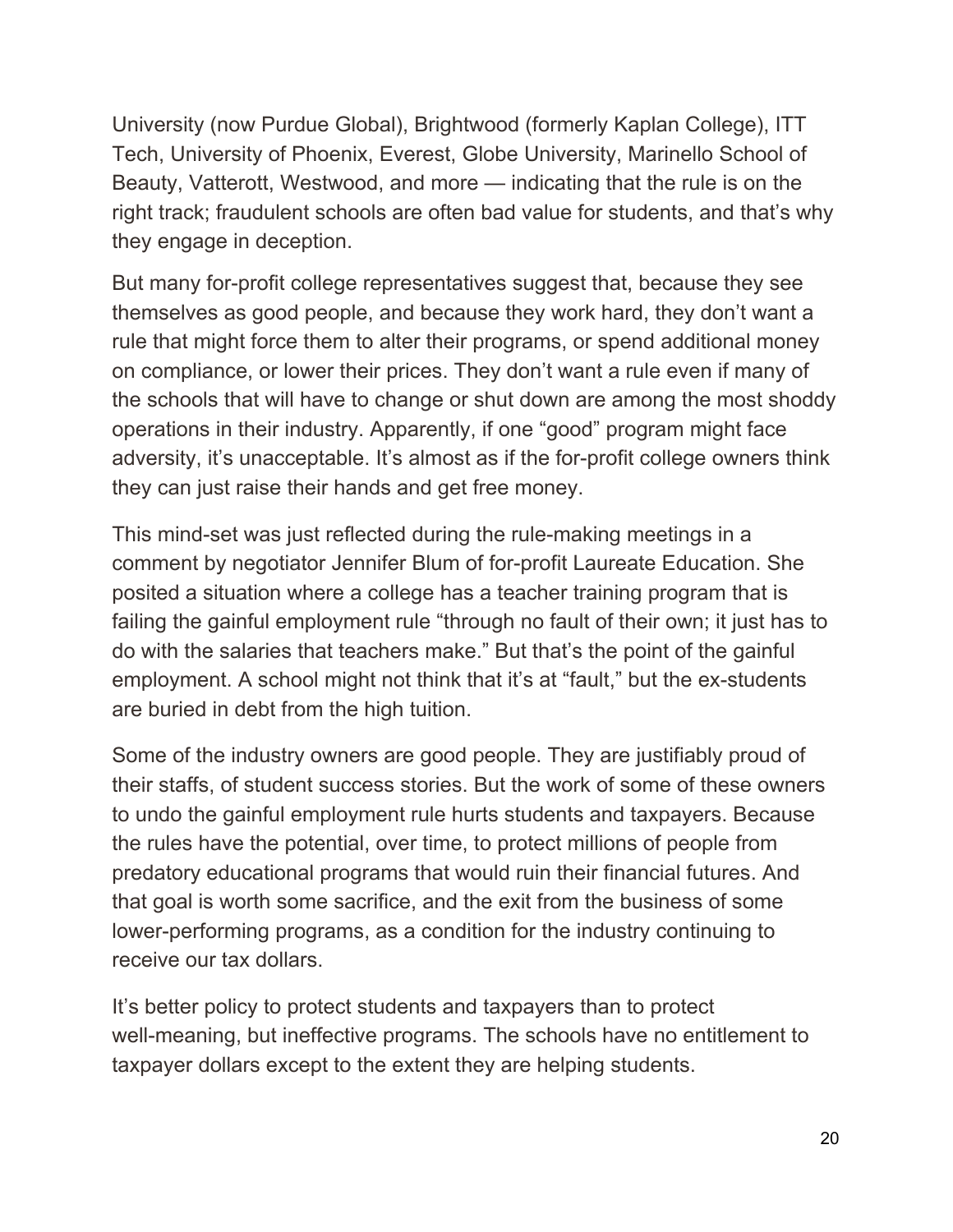University (now Purdue Global), Brightwood (formerly Kaplan College), ITT Tech, University of Phoenix, Everest, Globe University, Marinello School of Beauty, Vatterott, Westwood, and more — indicating that the rule is on the right track; fraudulent schools are often bad value for students, and that's why they engage in deception.

But many for-profit college representatives suggest that, because they see themselves as good people, and because they work hard, they don't want a rule that might force them to alter their programs, or spend additional money on compliance, or lower their prices. They don't want a rule even if many of the schools that will have to change or shut down are among the most shoddy operations in their industry. Apparently, if one "good" program might face adversity, it's unacceptable. It's almost as if the for-profit college owners think they can just raise their hands and get free money.

This mind-set was just reflected during the rule-making meetings in a comment by negotiator Jennifer Blum of for-profit Laureate Education. She posited a situation where a college has a teacher training program that is failing the gainful employment rule "through no fault of their own; it just has to do with the salaries that teachers make." But that's the point of the gainful employment. A school might not think that it's at "fault," but the ex-students are buried in debt from the high tuition.

Some of the industry owners are good people. They are justifiably proud of their staffs, of student success stories. But the work of some of these owners to undo the gainful employment rule hurts students and taxpayers. Because the rules have the potential, over time, to protect millions of people from predatory educational programs that would ruin their financial futures. And that goal is worth some sacrifice, and the exit from the business of some lower-performing programs, as a condition for the industry continuing to receive our tax dollars.

It's better policy to protect students and taxpayers than to protect well-meaning, but ineffective programs. The schools have no entitlement to taxpayer dollars except to the extent they are helping students.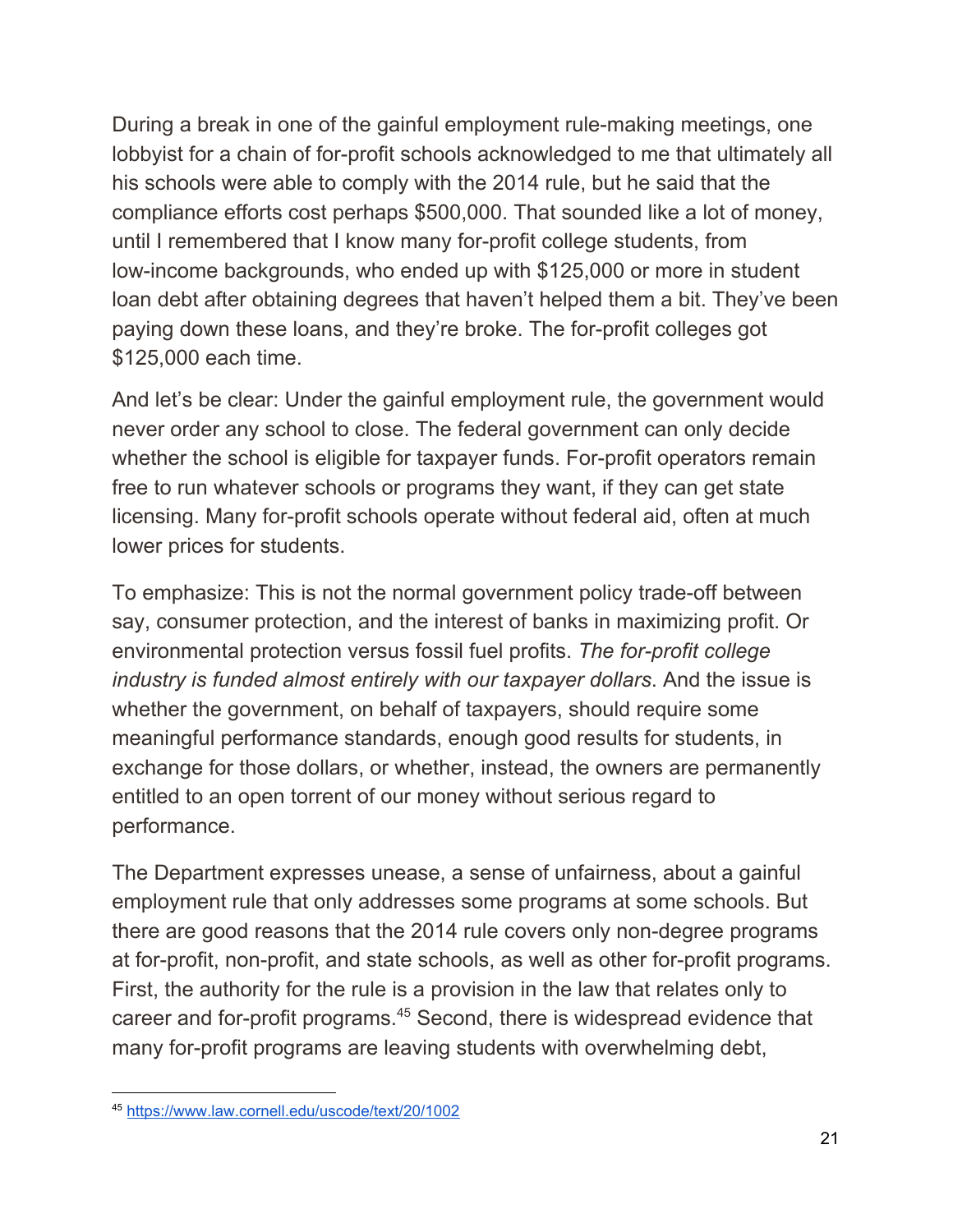During a break in one of the gainful employment rule-making meetings, one lobbyist for a chain of for-profit schools acknowledged to me that ultimately all his schools were able to comply with the 2014 rule, but he said that the compliance efforts cost perhaps $500,000. That sounded like a lot of money, until I remembered that I know many for-profit college students, from low-income backgrounds, who ended up with $125,000 or more in student loan debt after obtaining degrees that haven't helped them a bit. They've been paying down these loans, and they're broke. The for-profit colleges got $125,000 each time.

And let's be clear: Under the gainful employment rule, the government would never order any school to close. The federal government can only decide whether the school is eligible for taxpayer funds. For-profit operators remain free to run whatever schools or programs they want, if they can get state licensing. Many for-profit schools operate without federal aid, often at much lower prices for students.

To emphasize: This is not the normal government policy trade-off between say, consumer protection, and the interest of banks in maximizing profit. Or environmental protection versus fossil fuel profits. *The for-profit college industry is funded almost entirely with our taxpayer dollars*. And the issue is whether the government, on behalf of taxpayers, should require some meaningful performance standards, enough good results for students, in exchange for those dollars, or whether, instead, the owners are permanently entitled to an open torrent of our money without serious regard to performance.

The Department expresses unease, a sense of unfairness, about a gainful employment rule that only addresses some programs at some schools. But there are good reasons that the 2014 rule covers only non-degree programs at for-profit, non-profit, and state schools, as well as other for-profit programs. First, the authority for the rule is a provision in the law that relates only to career and for-profit programs.[45] Second, there is widespread evidence that many for-profit programs are leaving students with overwhelming debt,

[45] https://www.law.cornell.edu/uscode/text/20/1002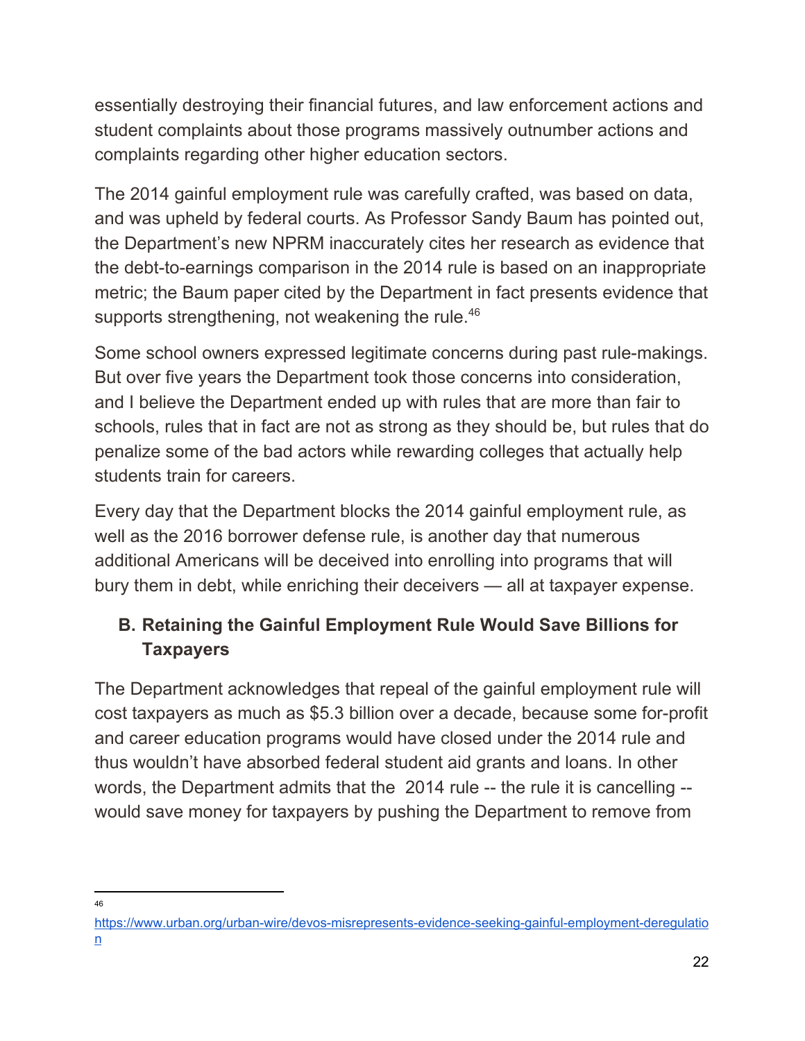essentially destroying their financial futures, and law enforcement actions and student complaints about those programs massively outnumber actions and complaints regarding other higher education sectors.

The 2014 gainful employment rule was carefully crafted, was based on data, and was upheld by federal courts. As Professor Sandy Baum has pointed out, the Department's new NPRM inaccurately cites her research as evidence that the debt-to-earnings comparison in the 2014 rule is based on an inappropriate metric; the Baum paper cited by the Department in fact presents evidence that supports strengthening, not weakening the rule.[46]

Some school owners expressed legitimate concerns during past rule-makings. But over five years the Department took those concerns into consideration, and I believe the Department ended up with rules that are more than fair to schools, rules that in fact are not as strong as they should be, but rules that do penalize some of the bad actors while rewarding colleges that actually help students train for careers.

Every day that the Department blocks the 2014 gainful employment rule, as well as the 2016 borrower defense rule, is another day that numerous additional Americans will be deceived into enrolling into programs that will bury them in debt, while enriching their deceivers — all at taxpayer expense.

### B. Retaining the Gainful Employment Rule Would Save Billions for Taxpayers

The Department acknowledges that repeal of the gainful employment rule will cost taxpayers as much as $5.3 billion over a decade, because some for-profit and career education programs would have closed under the 2014 rule and thus wouldn't have absorbed federal student aid grants and loans. In other words, the Department admits that the 2014 rule -- the rule it is cancelling -- would save money for taxpayers by pushing the Department to remove from

---

[46] https://www.urban.org/urban-wire/devos-misrepresents-evidence-seeking-gainful-employment-deregulation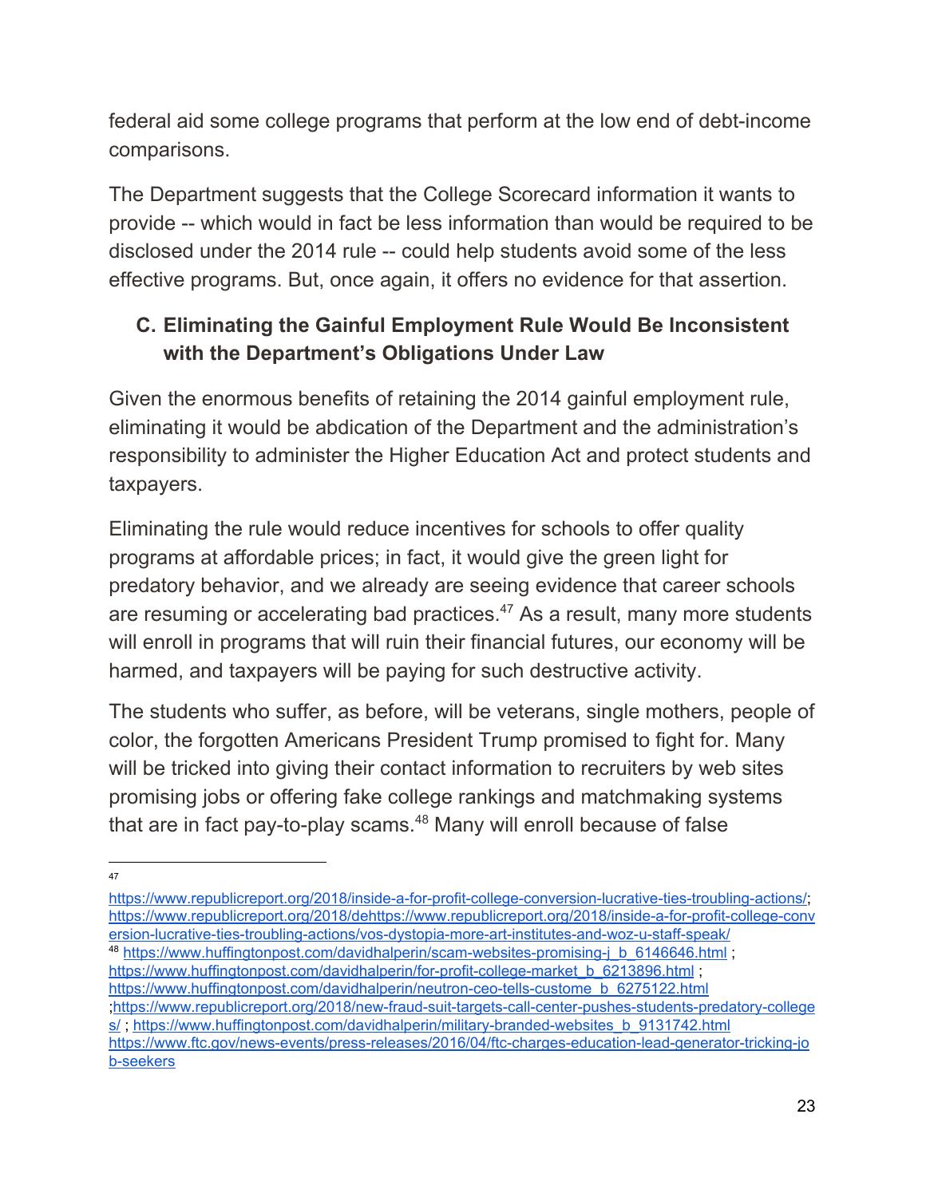federal aid some college programs that perform at the low end of debt-income comparisons.

The Department suggests that the College Scorecard information it wants to provide -- which would in fact be less information than would be required to be disclosed under the 2014 rule -- could help students avoid some of the less effective programs. But, once again, it offers no evidence for that assertion.

### C. Eliminating the Gainful Employment Rule Would Be Inconsistent with the Department's Obligations Under Law

Given the enormous benefits of retaining the 2014 gainful employment rule, eliminating it would be abdication of the Department and the administration's responsibility to administer the Higher Education Act and protect students and taxpayers.

Eliminating the rule would reduce incentives for schools to offer quality programs at affordable prices; in fact, it would give the green light for predatory behavior, and we already are seeing evidence that career schools are resuming or accelerating bad practices.[47] As a result, many more students will enroll in programs that will ruin their financial futures, our economy will be harmed, and taxpayers will be paying for such destructive activity.

The students who suffer, as before, will be veterans, single mothers, people of color, the forgotten Americans President Trump promised to fight for. Many will be tricked into giving their contact information to recruiters by web sites promising jobs or offering fake college rankings and matchmaking systems that are in fact pay-to-play scams.[48] Many will enroll because of false

---

[47] https://www.republicreport.org/2018/inside-a-for-profit-college-conversion-lucrative-ties-troubling-actions/; https://www.republicreport.org/2018/dehttps://www.republicreport.org/2018/inside-a-for-profit-college-conversion-lucrative-ties-troubling-actions/vos-dystopia-more-art-institutes-and-woz-u-staff-speak/

[48] https://www.huffingtonpost.com/davidhalperin/scam-websites-promising-j_b_6146646.html ; https://www.huffingtonpost.com/davidhalperin/for-profit-college-market_b_6213896.html ; https://www.huffingtonpost.com/davidhalperin/neutron-ceo-tells-custome_b_6275122.html ;https://www.republicreport.org/2018/new-fraud-suit-targets-call-center-pushes-students-predatory-colleges/ ; https://www.huffingtonpost.com/davidhalperin/military-branded-websites_b_9131742.html https://www.ftc.gov/news-events/press-releases/2016/04/ftc-charges-education-lead-generator-tricking-job-seekers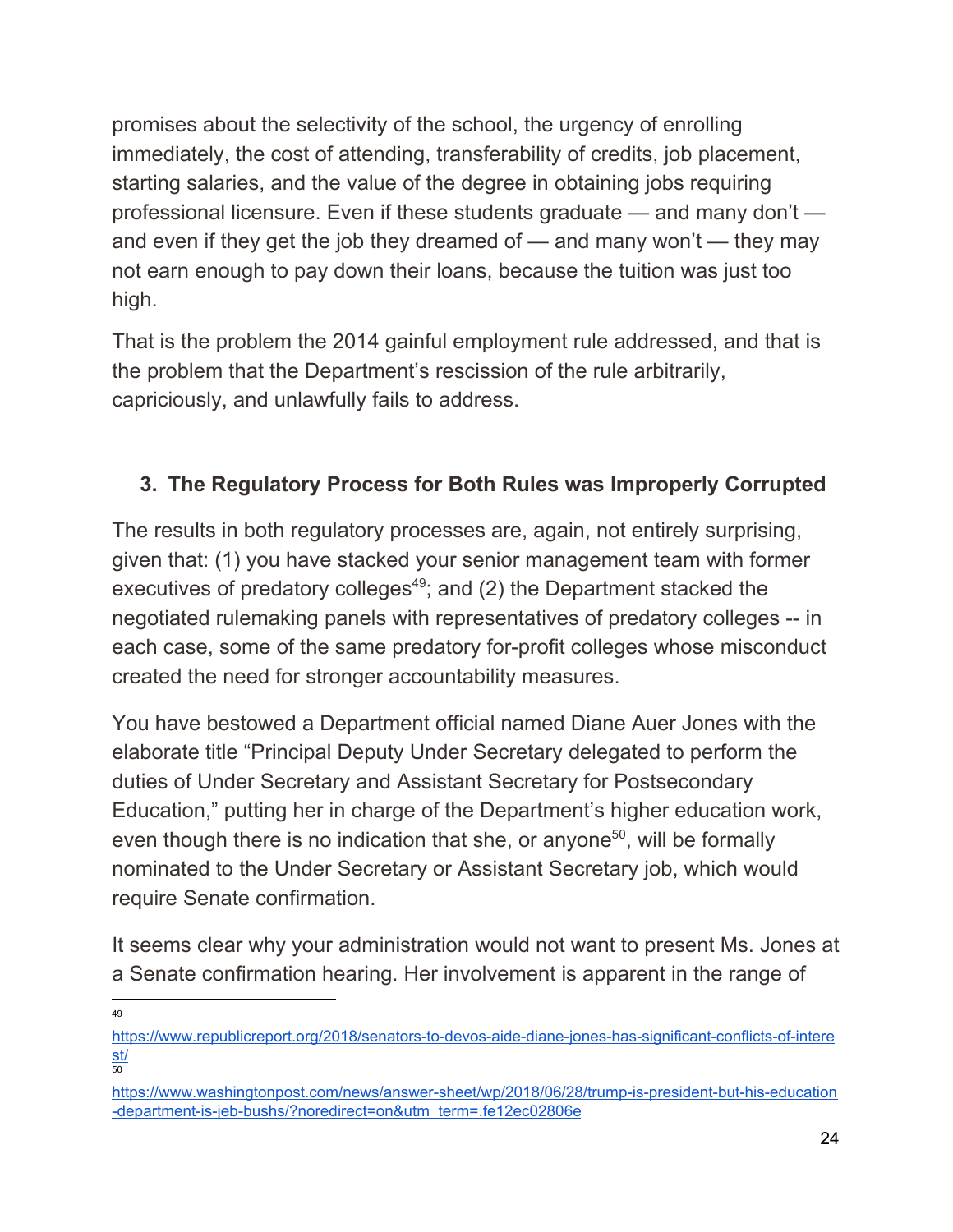promises about the selectivity of the school, the urgency of enrolling immediately, the cost of attending, transferability of credits, job placement, starting salaries, and the value of the degree in obtaining jobs requiring professional licensure. Even if these students graduate — and many don't — and even if they get the job they dreamed of — and many won't — they may not earn enough to pay down their loans, because the tuition was just too high.

That is the problem the 2014 gainful employment rule addressed, and that is the problem that the Department's rescission of the rule arbitrarily, capriciously, and unlawfully fails to address.

### 3. The Regulatory Process for Both Rules was Improperly Corrupted

The results in both regulatory processes are, again, not entirely surprising, given that: (1) you have stacked your senior management team with former executives of predatory colleges[49]; and (2) the Department stacked the negotiated rulemaking panels with representatives of predatory colleges -- in each case, some of the same predatory for-profit colleges whose misconduct created the need for stronger accountability measures.

You have bestowed a Department official named Diane Auer Jones with the elaborate title "Principal Deputy Under Secretary delegated to perform the duties of Under Secretary and Assistant Secretary for Postsecondary Education," putting her in charge of the Department's higher education work, even though there is no indication that she, or anyone[50], will be formally nominated to the Under Secretary or Assistant Secretary job, which would require Senate confirmation.

It seems clear why your administration would not want to present Ms. Jones at a Senate confirmation hearing. Her involvement is apparent in the range of

---

[49] https://www.republicreport.org/2018/senators-to-devos-aide-diane-jones-has-significant-conflicts-of-interest/

[50] https://www.washingtonpost.com/news/answer-sheet/wp/2018/06/28/trump-is-president-but-his-education-department-is-jeb-bushs/?noredirect=on&utm_term=.fe12ec02806e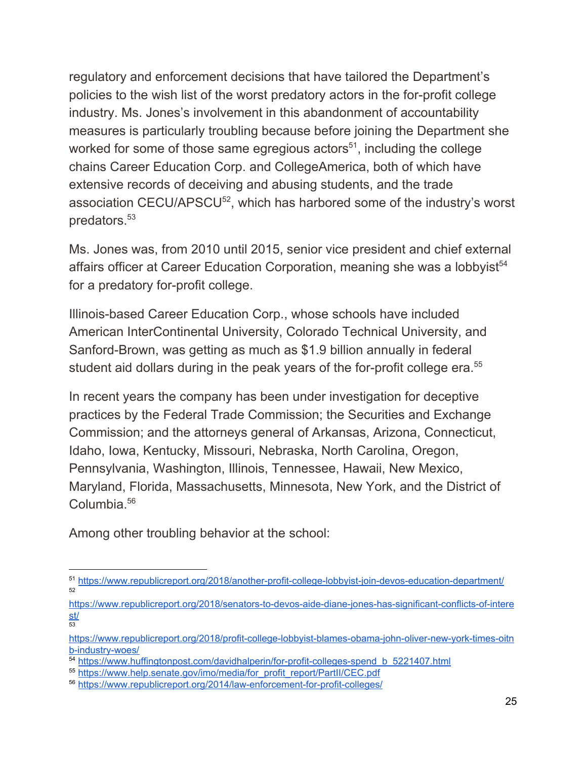regulatory and enforcement decisions that have tailored the Department's policies to the wish list of the worst predatory actors in the for-profit college industry. Ms. Jones's involvement in this abandonment of accountability measures is particularly troubling because before joining the Department she worked for some of those same egregious actors[51], including the college chains Career Education Corp. and CollegeAmerica, both of which have extensive records of deceiving and abusing students, and the trade association CECU/APSCU[52], which has harbored some of the industry's worst predators.[53]

Ms. Jones was, from 2010 until 2015, senior vice president and chief external affairs officer at Career Education Corporation, meaning she was a lobbyist[54] for a predatory for-profit college.

Illinois-based Career Education Corp., whose schools have included American InterContinental University, Colorado Technical University, and Sanford-Brown, was getting as much as $1.9 billion annually in federal student aid dollars during in the peak years of the for-profit college era.[55]

In recent years the company has been under investigation for deceptive practices by the Federal Trade Commission; the Securities and Exchange Commission; and the attorneys general of Arkansas, Arizona, Connecticut, Idaho, Iowa, Kentucky, Missouri, Nebraska, North Carolina, Oregon, Pennsylvania, Washington, Illinois, Tennessee, Hawaii, New Mexico, Maryland, Florida, Massachusetts, Minnesota, New York, and the District of Columbia.[56]

Among other troubling behavior at the school:

---

[51] https://www.republicreport.org/2018/another-profit-college-lobbyist-join-devos-education-department/

[52] https://www.republicreport.org/2018/senators-to-devos-aide-diane-jones-has-significant-conflicts-of-interest/

[53] https://www.republicreport.org/2018/profit-college-lobbyist-blames-obama-john-oliver-new-york-times-oitnb-industry-woes/

[54] https://www.huffingtonpost.com/davidhalperin/for-profit-colleges-spend_b_5221407.html

[55] https://www.help.senate.gov/imo/media/for_profit_report/PartII/CEC.pdf

[56] https://www.republicreport.org/2014/law-enforcement-for-profit-colleges/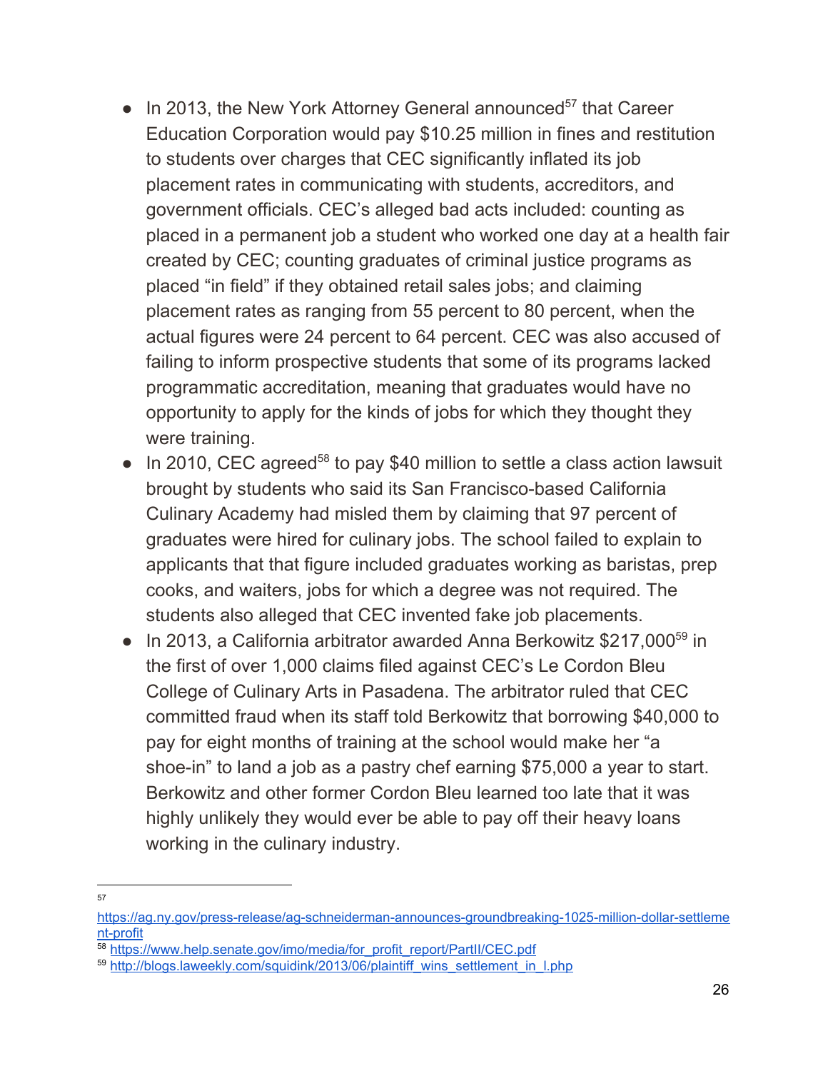- In 2013, the New York Attorney General announced[57] that Career Education Corporation would pay $10.25 million in fines and restitution to students over charges that CEC significantly inflated its job placement rates in communicating with students, accreditors, and government officials. CEC's alleged bad acts included: counting as placed in a permanent job a student who worked one day at a health fair created by CEC; counting graduates of criminal justice programs as placed "in field" if they obtained retail sales jobs; and claiming placement rates as ranging from 55 percent to 80 percent, when the actual figures were 24 percent to 64 percent. CEC was also accused of failing to inform prospective students that some of its programs lacked programmatic accreditation, meaning that graduates would have no opportunity to apply for the kinds of jobs for which they thought they were training.
- In 2010, CEC agreed[58] to pay $40 million to settle a class action lawsuit brought by students who said its San Francisco-based California Culinary Academy had misled them by claiming that 97 percent of graduates were hired for culinary jobs. The school failed to explain to applicants that that figure included graduates working as baristas, prep cooks, and waiters, jobs for which a degree was not required. The students also alleged that CEC invented fake job placements.
- In 2013, a California arbitrator awarded Anna Berkowitz $217,000[59] in the first of over 1,000 claims filed against CEC's Le Cordon Bleu College of Culinary Arts in Pasadena. The arbitrator ruled that CEC committed fraud when its staff told Berkowitz that borrowing $40,000 to pay for eight months of training at the school would make her "a shoe-in" to land a job as a pastry chef earning $75,000 a year to start. Berkowitz and other former Cordon Bleu learned too late that it was highly unlikely they would ever be able to pay off their heavy loans working in the culinary industry.

---

[57] https://ag.ny.gov/press-release/ag-schneiderman-announces-groundbreaking-1025-million-dollar-settlement-profit

[58] https://www.help.senate.gov/imo/media/for_profit_report/PartII/CEC.pdf

[59] http://blogs.laweekly.com/squidink/2013/06/plaintiff_wins_settlement_in_l.php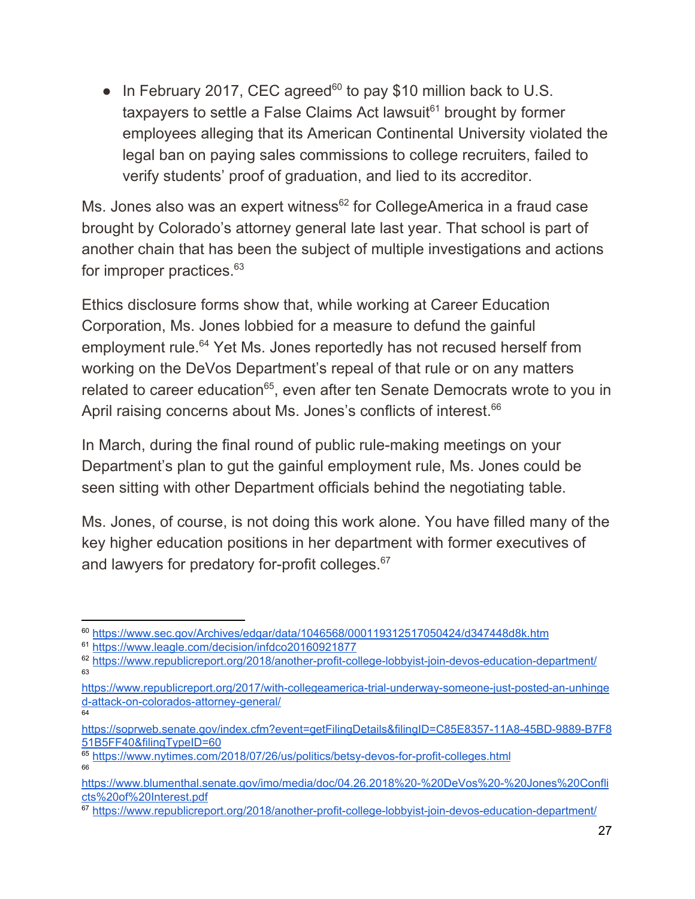- In February 2017, CEC agreed[60] to pay $10 million back to U.S. taxpayers to settle a False Claims Act lawsuit[61] brought by former employees alleging that its American Continental University violated the legal ban on paying sales commissions to college recruiters, failed to verify students' proof of graduation, and lied to its accreditor.

Ms. Jones also was an expert witness[62] for CollegeAmerica in a fraud case brought by Colorado's attorney general late last year. That school is part of another chain that has been the subject of multiple investigations and actions for improper practices.[63]

Ethics disclosure forms show that, while working at Career Education Corporation, Ms. Jones lobbied for a measure to defund the gainful employment rule.[64] Yet Ms. Jones reportedly has not recused herself from working on the DeVos Department's repeal of that rule or on any matters related to career education[65], even after ten Senate Democrats wrote to you in April raising concerns about Ms. Jones's conflicts of interest.[66]

In March, during the final round of public rule-making meetings on your Department's plan to gut the gainful employment rule, Ms. Jones could be seen sitting with other Department officials behind the negotiating table.

Ms. Jones, of course, is not doing this work alone. You have filled many of the key higher education positions in her department with former executives of and lawyers for predatory for-profit colleges.[67]

---

[60] https://www.sec.gov/Archives/edgar/data/1046568/000119312517050424/d347448d8k.htm

[61] https://www.leagle.com/decision/infdco20160921877

[62] https://www.republicreport.org/2018/another-profit-college-lobbyist-join-devos-education-department/

[63] https://www.republicreport.org/2017/with-collegeamerica-trial-underway-someone-just-posted-an-unhinged-attack-on-colorados-attorney-general/

[64] https://soprweb.senate.gov/index.cfm?event=getFilingDetails&filingID=C85E8357-11A8-45BD-9889-B7F851B5FF40&filingTypeID=60

[65] https://www.nytimes.com/2018/07/26/us/politics/betsy-devos-for-profit-colleges.html

[66] https://www.blumenthal.senate.gov/imo/media/doc/04.26.2018%20-%20DeVos%20-%20Jones%20Conflicts%20of%20Interest.pdf

[67] https://www.republicreport.org/2018/another-profit-college-lobbyist-join-devos-education-department/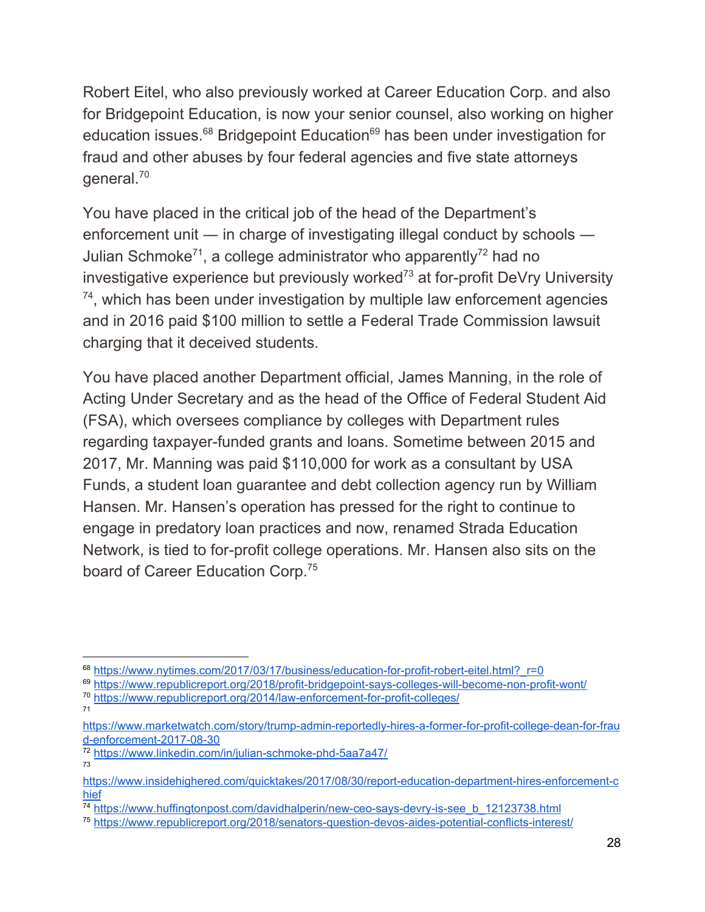Robert Eitel, who also previously worked at Career Education Corp. and also for Bridgepoint Education, is now your senior counsel, also working on higher education issues.[68] Bridgepoint Education[69] has been under investigation for fraud and other abuses by four federal agencies and five state attorneys general.[70]

You have placed in the critical job of the head of the Department's enforcement unit — in charge of investigating illegal conduct by schools — Julian Schmoke[71], a college administrator who apparently[72] had no investigative experience but previously worked[73] at for-profit DeVry University [74], which has been under investigation by multiple law enforcement agencies and in 2016 paid $100 million to settle a Federal Trade Commission lawsuit charging that it deceived students.

You have placed another Department official, James Manning, in the role of Acting Under Secretary and as the head of the Office of Federal Student Aid (FSA), which oversees compliance by colleges with Department rules regarding taxpayer-funded grants and loans. Sometime between 2015 and 2017, Mr. Manning was paid $110,000 for work as a consultant by USA Funds, a student loan guarantee and debt collection agency run by William Hansen. Mr. Hansen's operation has pressed for the right to continue to engage in predatory loan practices and now, renamed Strada Education Network, is tied to for-profit college operations. Mr. Hansen also sits on the board of Career Education Corp.[75]

---

[68] https://www.nytimes.com/2017/03/17/business/education-for-profit-robert-eitel.html?_r=0

[69] https://www.republicreport.org/2018/profit-bridgepoint-says-colleges-will-become-non-profit-wont/

[70] https://www.republicreport.org/2014/law-enforcement-for-profit-colleges/

[71] https://www.marketwatch.com/story/trump-admin-reportedly-hires-a-former-for-profit-college-dean-for-fraud-enforcement-2017-08-30

[72] https://www.linkedin.com/in/julian-schmoke-phd-5aa7a47/

[73] https://www.insidehighered.com/quicktakes/2017/08/30/report-education-department-hires-enforcement-chief

[74] https://www.huffingtonpost.com/davidhalperin/new-ceo-says-devry-is-see_b_12123738.html

[75] https://www.republicreport.org/2018/senators-question-devos-aides-potential-conflicts-interest/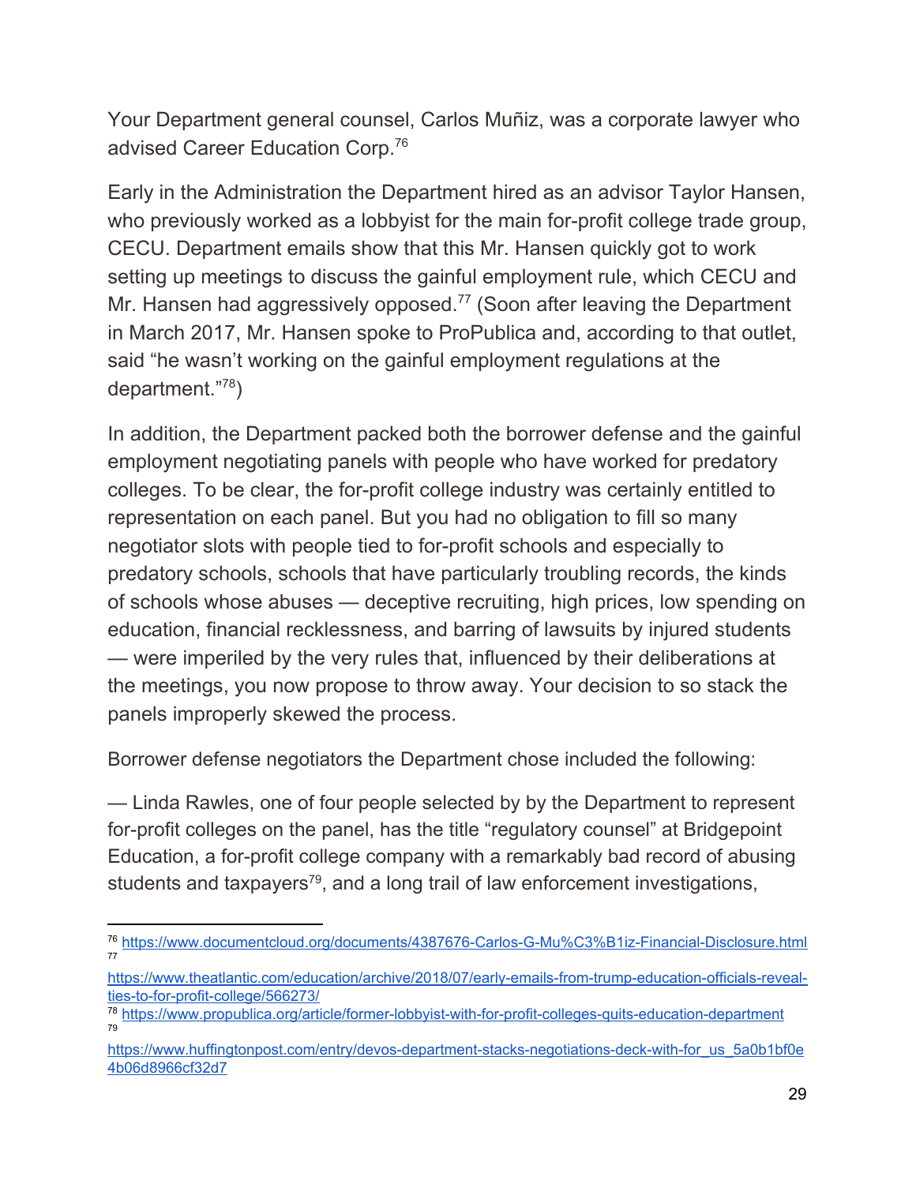Your Department general counsel, Carlos Muñiz, was a corporate lawyer who advised Career Education Corp.[76]

Early in the Administration the Department hired as an advisor Taylor Hansen, who previously worked as a lobbyist for the main for-profit college trade group, CECU. Department emails show that this Mr. Hansen quickly got to work setting up meetings to discuss the gainful employment rule, which CECU and Mr. Hansen had aggressively opposed.[77] (Soon after leaving the Department in March 2017, Mr. Hansen spoke to ProPublica and, according to that outlet, said "he wasn't working on the gainful employment regulations at the department."[78])

In addition, the Department packed both the borrower defense and the gainful employment negotiating panels with people who have worked for predatory colleges. To be clear, the for-profit college industry was certainly entitled to representation on each panel. But you had no obligation to fill so many negotiator slots with people tied to for-profit schools and especially to predatory schools, schools that have particularly troubling records, the kinds of schools whose abuses — deceptive recruiting, high prices, low spending on education, financial recklessness, and barring of lawsuits by injured students — were imperiled by the very rules that, influenced by their deliberations at the meetings, you now propose to throw away. Your decision to so stack the panels improperly skewed the process.

Borrower defense negotiators the Department chose included the following:

— Linda Rawles, one of four people selected by by the Department to represent for-profit colleges on the panel, has the title "regulatory counsel" at Bridgepoint Education, a for-profit college company with a remarkably bad record of abusing students and taxpayers[79], and a long trail of law enforcement investigations,

---

[76] https://www.documentcloud.org/documents/4387676-Carlos-G-Mu%C3%B1iz-Financial-Disclosure.html

[77] https://www.theatlantic.com/education/archive/2018/07/early-emails-from-trump-education-officials-reveal-ties-to-for-profit-college/566273/

[78] https://www.propublica.org/article/former-lobbyist-with-for-profit-colleges-quits-education-department

[79] https://www.huffingtonpost.com/entry/devos-department-stacks-negotiations-deck-with-for_us_5a0b1bf0e4b06d8966cf32d7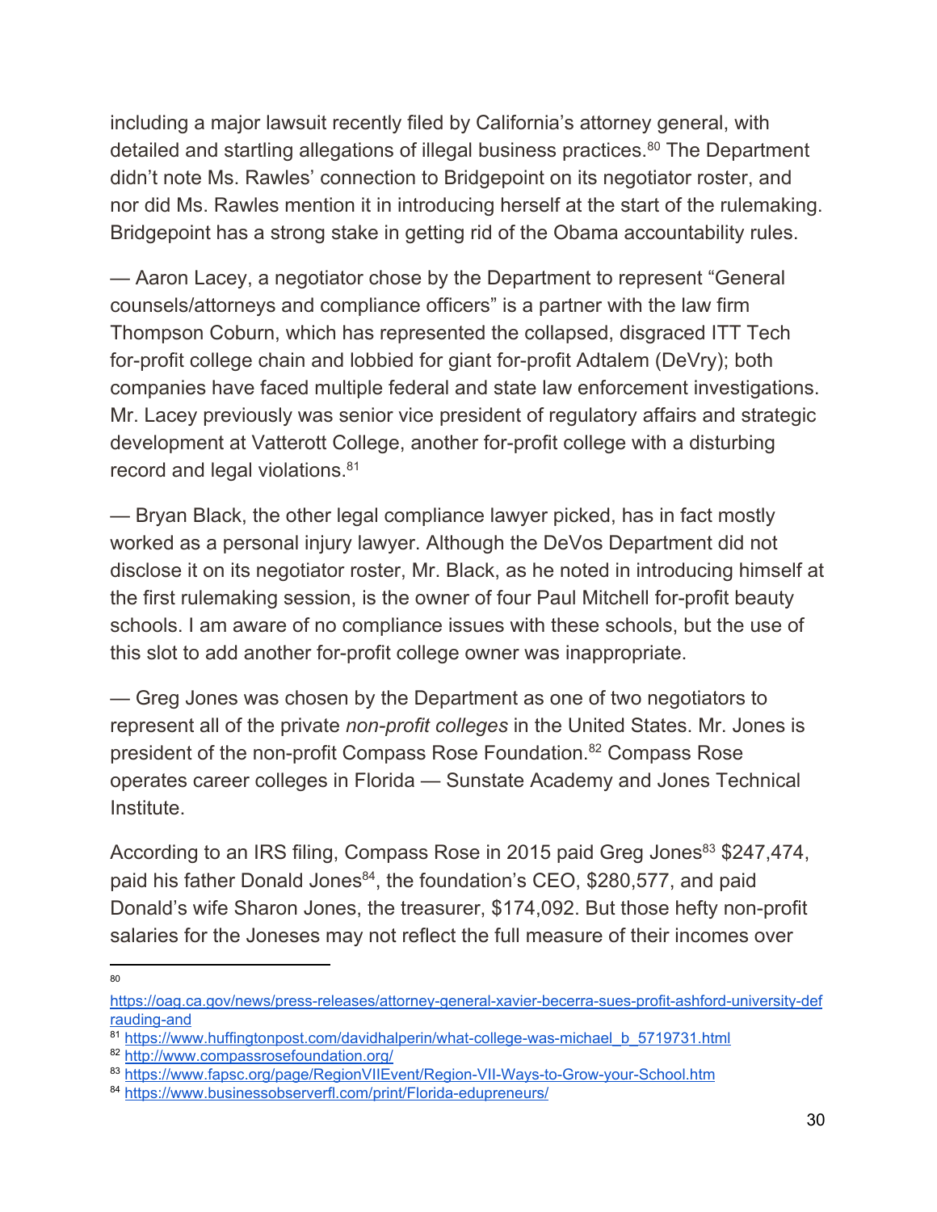including a major lawsuit recently filed by California's attorney general, with detailed and startling allegations of illegal business practices.[80] The Department didn't note Ms. Rawles' connection to Bridgepoint on its negotiator roster, and nor did Ms. Rawles mention it in introducing herself at the start of the rulemaking. Bridgepoint has a strong stake in getting rid of the Obama accountability rules.

— Aaron Lacey, a negotiator chose by the Department to represent "General counsels/attorneys and compliance officers" is a partner with the law firm Thompson Coburn, which has represented the collapsed, disgraced ITT Tech for-profit college chain and lobbied for giant for-profit Adtalem (DeVry); both companies have faced multiple federal and state law enforcement investigations. Mr. Lacey previously was senior vice president of regulatory affairs and strategic development at Vatterott College, another for-profit college with a disturbing record and legal violations.[81]

— Bryan Black, the other legal compliance lawyer picked, has in fact mostly worked as a personal injury lawyer. Although the DeVos Department did not disclose it on its negotiator roster, Mr. Black, as he noted in introducing himself at the first rulemaking session, is the owner of four Paul Mitchell for-profit beauty schools. I am aware of no compliance issues with these schools, but the use of this slot to add another for-profit college owner was inappropriate.

— Greg Jones was chosen by the Department as one of two negotiators to represent all of the private *non-profit colleges* in the United States. Mr. Jones is president of the non-profit Compass Rose Foundation.[82] Compass Rose operates career colleges in Florida — Sunstate Academy and Jones Technical Institute.

According to an IRS filing, Compass Rose in 2015 paid Greg Jones[83] $247,474, paid his father Donald Jones[84], the foundation's CEO, $280,577, and paid Donald's wife Sharon Jones, the treasurer, $174,092. But those hefty non-profit salaries for the Joneses may not reflect the full measure of their incomes over

---

[80] https://oag.ca.gov/news/press-releases/attorney-general-xavier-becerra-sues-profit-ashford-university-defrauding-and

[81] https://www.huffingtonpost.com/davidhalperin/what-college-was-michael_b_5719731.html

[82] http://www.compassrosefoundation.org/

[83] https://www.fapsc.org/page/RegionVIIEvent/Region-VII-Ways-to-Grow-your-School.htm

[84] https://www.businessobserverfl.com/print/Florida-edupreneurs/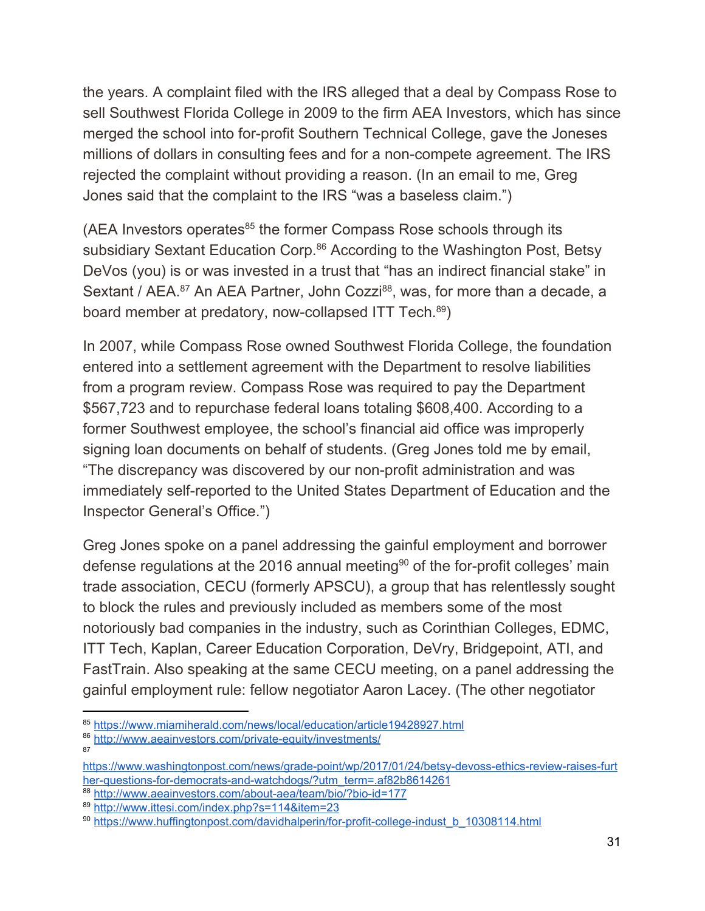the years. A complaint filed with the IRS alleged that a deal by Compass Rose to sell Southwest Florida College in 2009 to the firm AEA Investors, which has since merged the school into for-profit Southern Technical College, gave the Joneses millions of dollars in consulting fees and for a non-compete agreement. The IRS rejected the complaint without providing a reason. (In an email to me, Greg Jones said that the complaint to the IRS "was a baseless claim.")

(AEA Investors operates[85] the former Compass Rose schools through its subsidiary Sextant Education Corp.[86] According to the Washington Post, Betsy DeVos (you) is or was invested in a trust that "has an indirect financial stake" in Sextant / AEA.[87] An AEA Partner, John Cozzi[88], was, for more than a decade, a board member at predatory, now-collapsed ITT Tech.[89])

In 2007, while Compass Rose owned Southwest Florida College, the foundation entered into a settlement agreement with the Department to resolve liabilities from a program review. Compass Rose was required to pay the Department $567,723 and to repurchase federal loans totaling $608,400. According to a former Southwest employee, the school's financial aid office was improperly signing loan documents on behalf of students. (Greg Jones told me by email, "The discrepancy was discovered by our non-profit administration and was immediately self-reported to the United States Department of Education and the Inspector General's Office.")

Greg Jones spoke on a panel addressing the gainful employment and borrower defense regulations at the 2016 annual meeting[90] of the for-profit colleges' main trade association, CECU (formerly APSCU), a group that has relentlessly sought to block the rules and previously included as members some of the most notoriously bad companies in the industry, such as Corinthian Colleges, EDMC, ITT Tech, Kaplan, Career Education Corporation, DeVry, Bridgepoint, ATI, and FastTrain. Also speaking at the same CECU meeting, on a panel addressing the gainful employment rule: fellow negotiator Aaron Lacey. (The other negotiator

---

[85] https://www.miamiherald.com/news/local/education/article19428927.html

[86] http://www.aeainvestors.com/private-equity/investments/

[87] https://www.washingtonpost.com/news/grade-point/wp/2017/01/24/betsy-devoss-ethics-review-raises-further-questions-for-democrats-and-watchdogs/?utm_term=.af82b8614261

[88] http://www.aeainvestors.com/about-aea/team/bio/?bio-id=177

[89] http://www.ittesi.com/index.php?s=114&item=23

[90] https://www.huffingtonpost.com/davidhalperin/for-profit-college-indust_b_10308114.html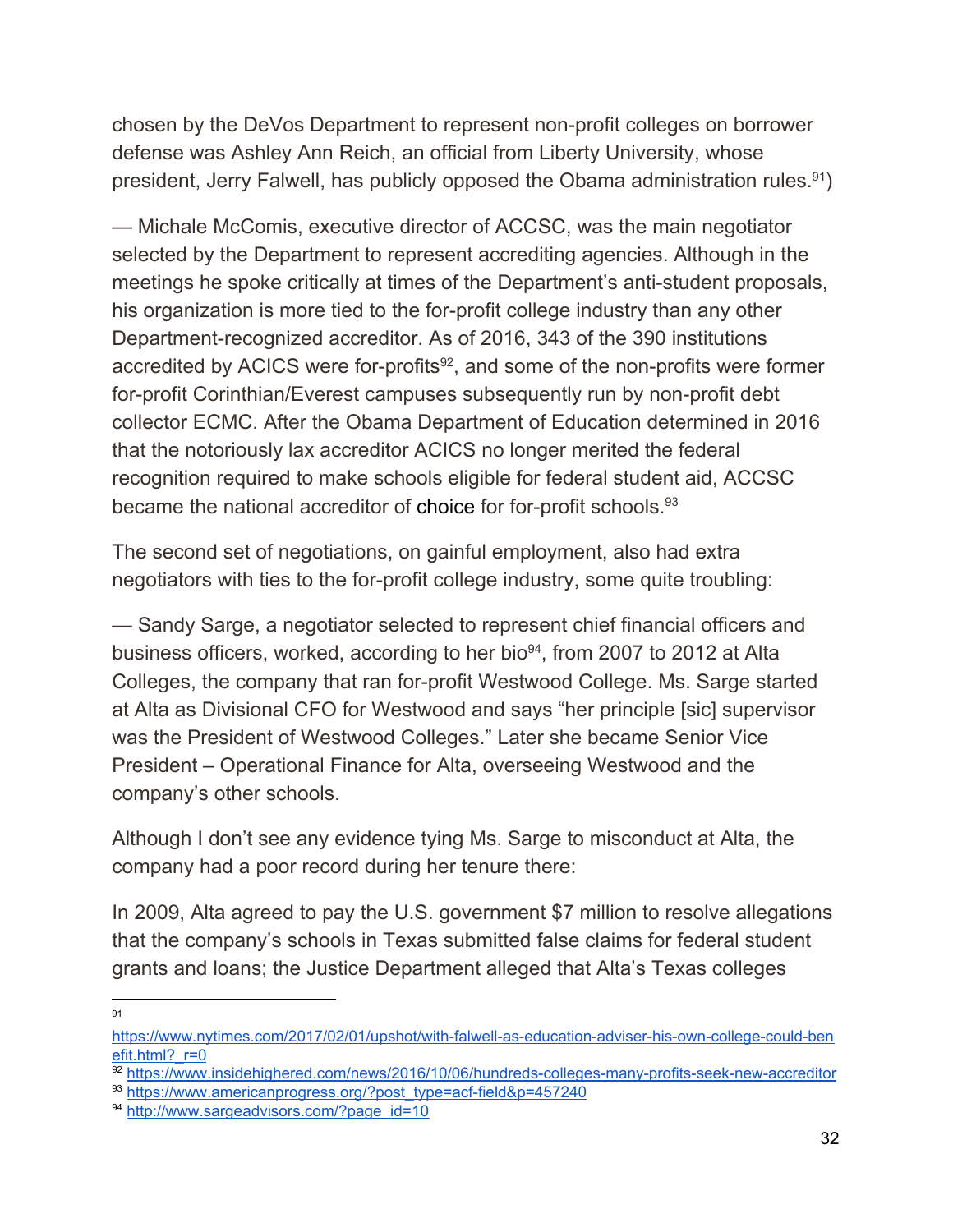chosen by the DeVos Department to represent non-profit colleges on borrower defense was Ashley Ann Reich, an official from Liberty University, whose president, Jerry Falwell, has publicly opposed the Obama administration rules.[91])

— Michale McComis, executive director of ACCSC, was the main negotiator selected by the Department to represent accrediting agencies. Although in the meetings he spoke critically at times of the Department's anti-student proposals, his organization is more tied to the for-profit college industry than any other Department-recognized accreditor. As of 2016, 343 of the 390 institutions accredited by ACICS were for-profits[92], and some of the non-profits were former for-profit Corinthian/Everest campuses subsequently run by non-profit debt collector ECMC. After the Obama Department of Education determined in 2016 that the notoriously lax accreditor ACICS no longer merited the federal recognition required to make schools eligible for federal student aid, ACCSC became the national accreditor of choice for for-profit schools.[93]

The second set of negotiations, on gainful employment, also had extra negotiators with ties to the for-profit college industry, some quite troubling:

— Sandy Sarge, a negotiator selected to represent chief financial officers and business officers, worked, according to her bio[94], from 2007 to 2012 at Alta Colleges, the company that ran for-profit Westwood College. Ms. Sarge started at Alta as Divisional CFO for Westwood and says "her principle [sic] supervisor was the President of Westwood Colleges." Later she became Senior Vice President – Operational Finance for Alta, overseeing Westwood and the company's other schools.

Although I don't see any evidence tying Ms. Sarge to misconduct at Alta, the company had a poor record during her tenure there:

In 2009, Alta agreed to pay the U.S. government $7 million to resolve allegations that the company's schools in Texas submitted false claims for federal student grants and loans; the Justice Department alleged that Alta's Texas colleges

---

[91] https://www.nytimes.com/2017/02/01/upshot/with-falwell-as-education-adviser-his-own-college-could-benefit.html?_r=0

[92] https://www.insidehighered.com/news/2016/10/06/hundreds-colleges-many-profits-seek-new-accreditor

[93] https://www.americanprogress.org/?post_type=acf-field&p=457240

[94] http://www.sargeadvisors.com/?page_id=10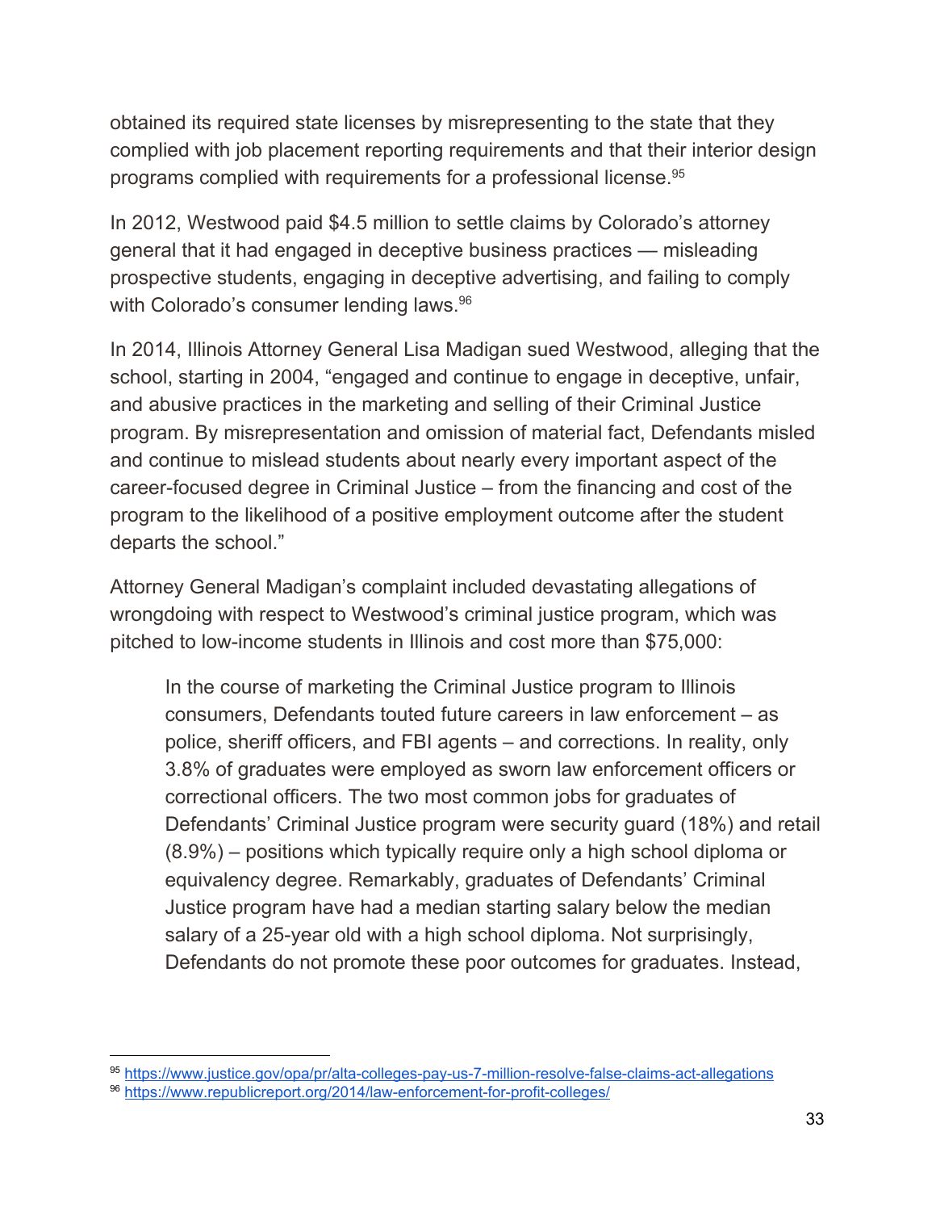obtained its required state licenses by misrepresenting to the state that they complied with job placement reporting requirements and that their interior design programs complied with requirements for a professional license.[95]

In 2012, Westwood paid $4.5 million to settle claims by Colorado's attorney general that it had engaged in deceptive business practices — misleading prospective students, engaging in deceptive advertising, and failing to comply with Colorado's consumer lending laws.[96]

In 2014, Illinois Attorney General Lisa Madigan sued Westwood, alleging that the school, starting in 2004, "engaged and continue to engage in deceptive, unfair, and abusive practices in the marketing and selling of their Criminal Justice program. By misrepresentation and omission of material fact, Defendants misled and continue to mislead students about nearly every important aspect of the career-focused degree in Criminal Justice – from the financing and cost of the program to the likelihood of a positive employment outcome after the student departs the school."

Attorney General Madigan's complaint included devastating allegations of wrongdoing with respect to Westwood's criminal justice program, which was pitched to low-income students in Illinois and cost more than $75,000:

> In the course of marketing the Criminal Justice program to Illinois consumers, Defendants touted future careers in law enforcement – as police, sheriff officers, and FBI agents – and corrections. In reality, only 3.8% of graduates were employed as sworn law enforcement officers or correctional officers. The two most common jobs for graduates of Defendants' Criminal Justice program were security guard (18%) and retail (8.9%) – positions which typically require only a high school diploma or equivalency degree. Remarkably, graduates of Defendants' Criminal Justice program have had a median starting salary below the median salary of a 25-year old with a high school diploma. Not surprisingly, Defendants do not promote these poor outcomes for graduates. Instead,

---

[95] https://www.justice.gov/opa/pr/alta-colleges-pay-us-7-million-resolve-false-claims-act-allegations

[96] https://www.republicreport.org/2014/law-enforcement-for-profit-colleges/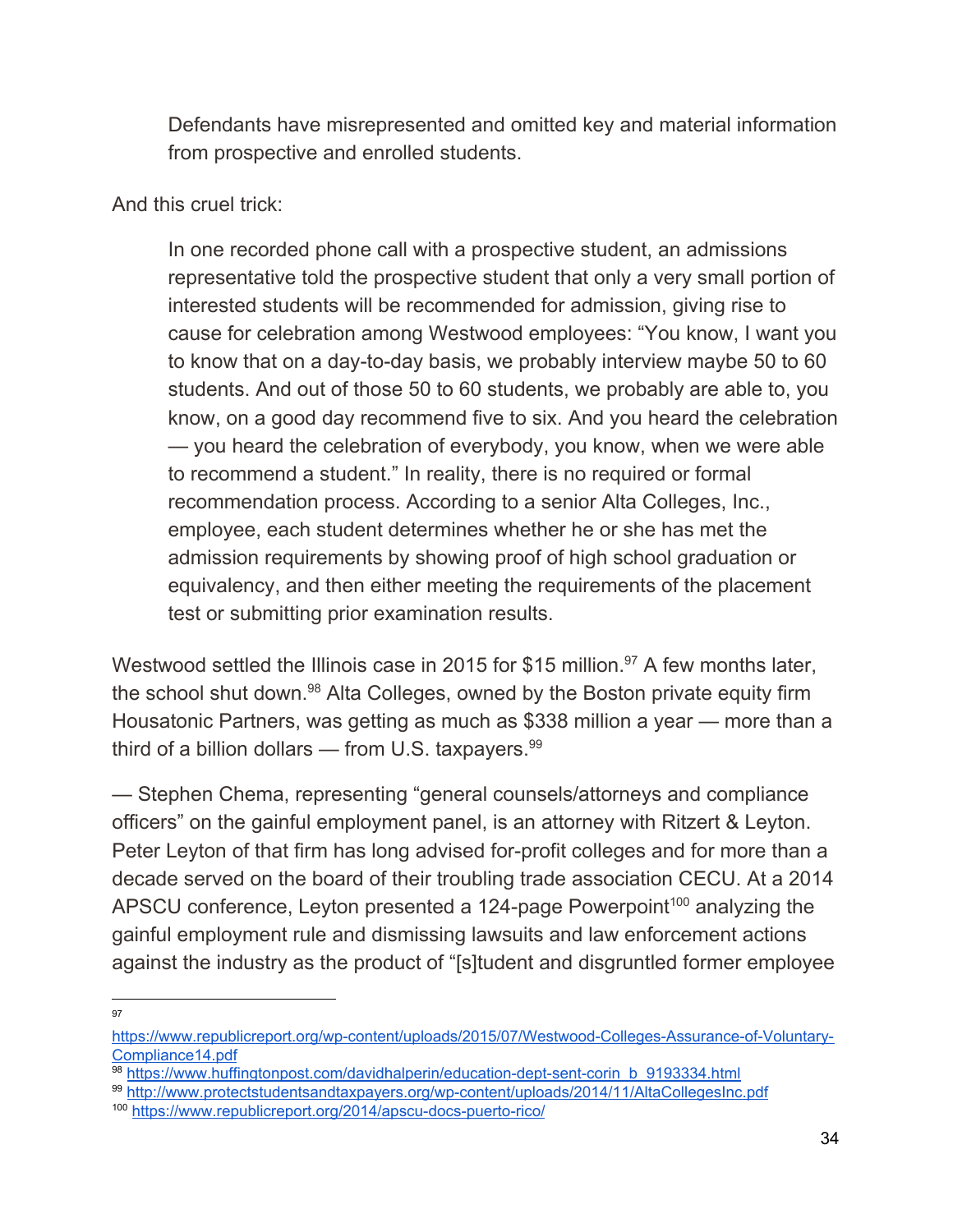> Defendants have misrepresented and omitted key and material information from prospective and enrolled students.

And this cruel trick:

> In one recorded phone call with a prospective student, an admissions representative told the prospective student that only a very small portion of interested students will be recommended for admission, giving rise to cause for celebration among Westwood employees: "You know, I want you to know that on a day-to-day basis, we probably interview maybe 50 to 60 students. And out of those 50 to 60 students, we probably are able to, you know, on a good day recommend five to six. And you heard the celebration — you heard the celebration of everybody, you know, when we were able to recommend a student." In reality, there is no required or formal recommendation process. According to a senior Alta Colleges, Inc., employee, each student determines whether he or she has met the admission requirements by showing proof of high school graduation or equivalency, and then either meeting the requirements of the placement test or submitting prior examination results.

Westwood settled the Illinois case in 2015 for $15 million.[97] A few months later, the school shut down.[98] Alta Colleges, owned by the Boston private equity firm Housatonic Partners, was getting as much as $338 million a year — more than a third of a billion dollars — from U.S. taxpayers.[99]

— Stephen Chema, representing "general counsels/attorneys and compliance officers" on the gainful employment panel, is an attorney with Ritzert & Leyton. Peter Leyton of that firm has long advised for-profit colleges and for more than a decade served on the board of their troubling trade association CECU. At a 2014 APSCU conference, Leyton presented a 124-page Powerpoint[100] analyzing the gainful employment rule and dismissing lawsuits and law enforcement actions against the industry as the product of "[s]tudent and disgruntled former employee

---

[97] https://www.republicreport.org/wp-content/uploads/2015/07/Westwood-Colleges-Assurance-of-Voluntary-Compliance14.pdf

[98] https://www.huffingtonpost.com/davidhalperin/education-dept-sent-corin_b_9193334.html

[99] http://www.protectstudentsandtaxpayers.org/wp-content/uploads/2014/11/AltaCollegesInc.pdf

[100] https://www.republicreport.org/2014/apscu-docs-puerto-rico/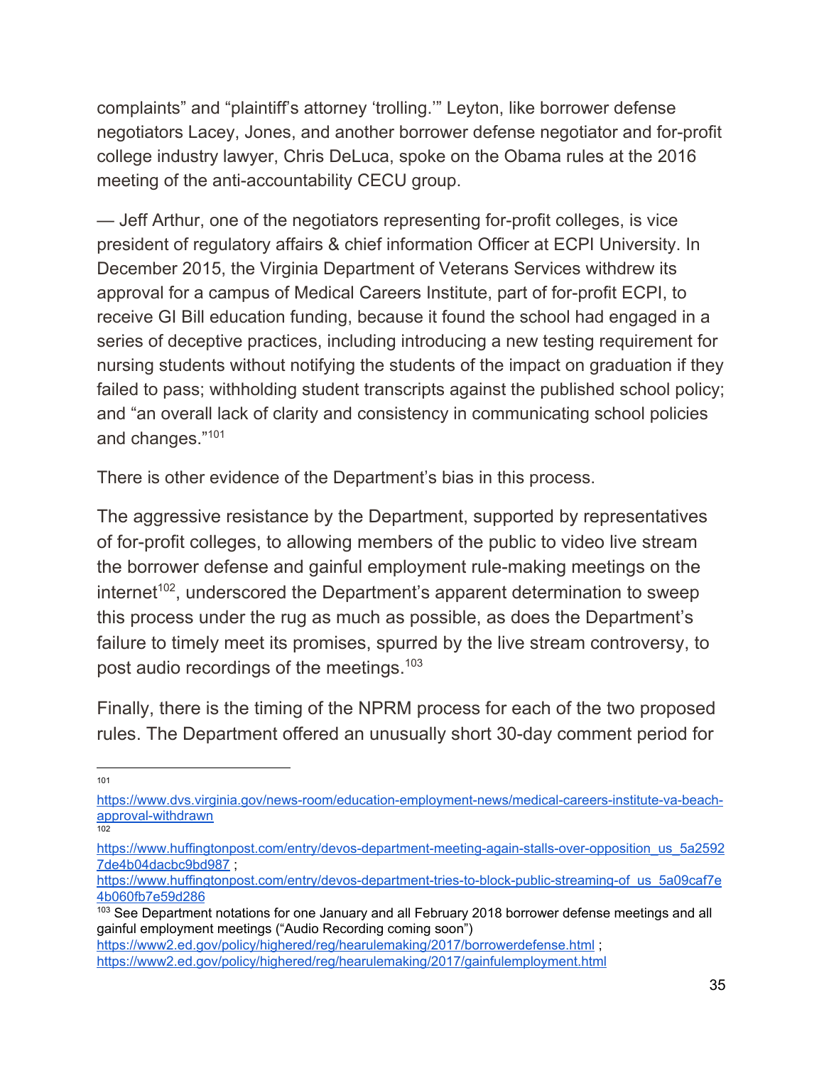complaints" and "plaintiff's attorney 'trolling.'" Leyton, like borrower defense negotiators Lacey, Jones, and another borrower defense negotiator and for-profit college industry lawyer, Chris DeLuca, spoke on the Obama rules at the 2016 meeting of the anti-accountability CECU group.

— Jeff Arthur, one of the negotiators representing for-profit colleges, is vice president of regulatory affairs & chief information Officer at ECPI University. In December 2015, the Virginia Department of Veterans Services withdrew its approval for a campus of Medical Careers Institute, part of for-profit ECPI, to receive GI Bill education funding, because it found the school had engaged in a series of deceptive practices, including introducing a new testing requirement for nursing students without notifying the students of the impact on graduation if they failed to pass; withholding student transcripts against the published school policy; and "an overall lack of clarity and consistency in communicating school policies and changes."[101]

There is other evidence of the Department's bias in this process.

The aggressive resistance by the Department, supported by representatives of for-profit colleges, to allowing members of the public to video live stream the borrower defense and gainful employment rule-making meetings on the internet[102], underscored the Department's apparent determination to sweep this process under the rug as much as possible, as does the Department's failure to timely meet its promises, spurred by the live stream controversy, to post audio recordings of the meetings.[103]

Finally, there is the timing of the NPRM process for each of the two proposed rules. The Department offered an unusually short 30-day comment period for

---

[101] https://www.dvs.virginia.gov/news-room/education-employment-news/medical-careers-institute-va-beach-approval-withdrawn

[102] https://www.huffingtonpost.com/entry/devos-department-meeting-again-stalls-over-opposition_us_5a25927de4b04dacbc9bd987 ; https://www.huffingtonpost.com/entry/devos-department-tries-to-block-public-streaming-of_us_5a09caf7e4b060fb7e59d286

[103] See Department notations for one January and all February 2018 borrower defense meetings and all gainful employment meetings ("Audio Recording coming soon") https://www2.ed.gov/policy/highered/reg/hearulemaking/2017/borrowerdefense.html ; https://www2.ed.gov/policy/highered/reg/hearulemaking/2017/gainfulemployment.html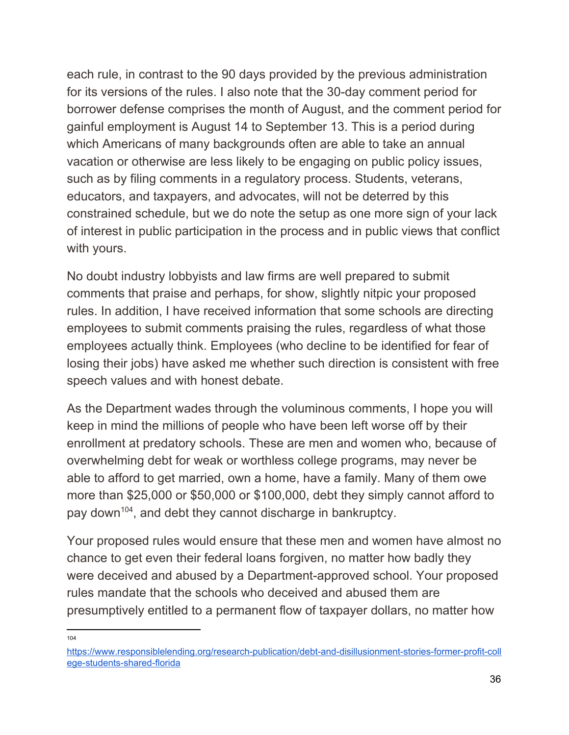each rule, in contrast to the 90 days provided by the previous administration for its versions of the rules. I also note that the 30-day comment period for borrower defense comprises the month of August, and the comment period for gainful employment is August 14 to September 13. This is a period during which Americans of many backgrounds often are able to take an annual vacation or otherwise are less likely to be engaging on public policy issues, such as by filing comments in a regulatory process. Students, veterans, educators, and taxpayers, and advocates, will not be deterred by this constrained schedule, but we do note the setup as one more sign of your lack of interest in public participation in the process and in public views that conflict with yours.

No doubt industry lobbyists and law firms are well prepared to submit comments that praise and perhaps, for show, slightly nitpic your proposed rules. In addition, I have received information that some schools are directing employees to submit comments praising the rules, regardless of what those employees actually think. Employees (who decline to be identified for fear of losing their jobs) have asked me whether such direction is consistent with free speech values and with honest debate.

As the Department wades through the voluminous comments, I hope you will keep in mind the millions of people who have been left worse off by their enrollment at predatory schools. These are men and women who, because of overwhelming debt for weak or worthless college programs, may never be able to afford to get married, own a home, have a family. Many of them owe more than $25,000 or $50,000 or $100,000, debt they simply cannot afford to pay down[104], and debt they cannot discharge in bankruptcy.

Your proposed rules would ensure that these men and women have almost no chance to get even their federal loans forgiven, no matter how badly they were deceived and abused by a Department-approved school. Your proposed rules mandate that the schools who deceived and abused them are presumptively entitled to a permanent flow of taxpayer dollars, no matter how

---

[104] https://www.responsiblelending.org/research-publication/debt-and-disillusionment-stories-former-profit-college-students-shared-florida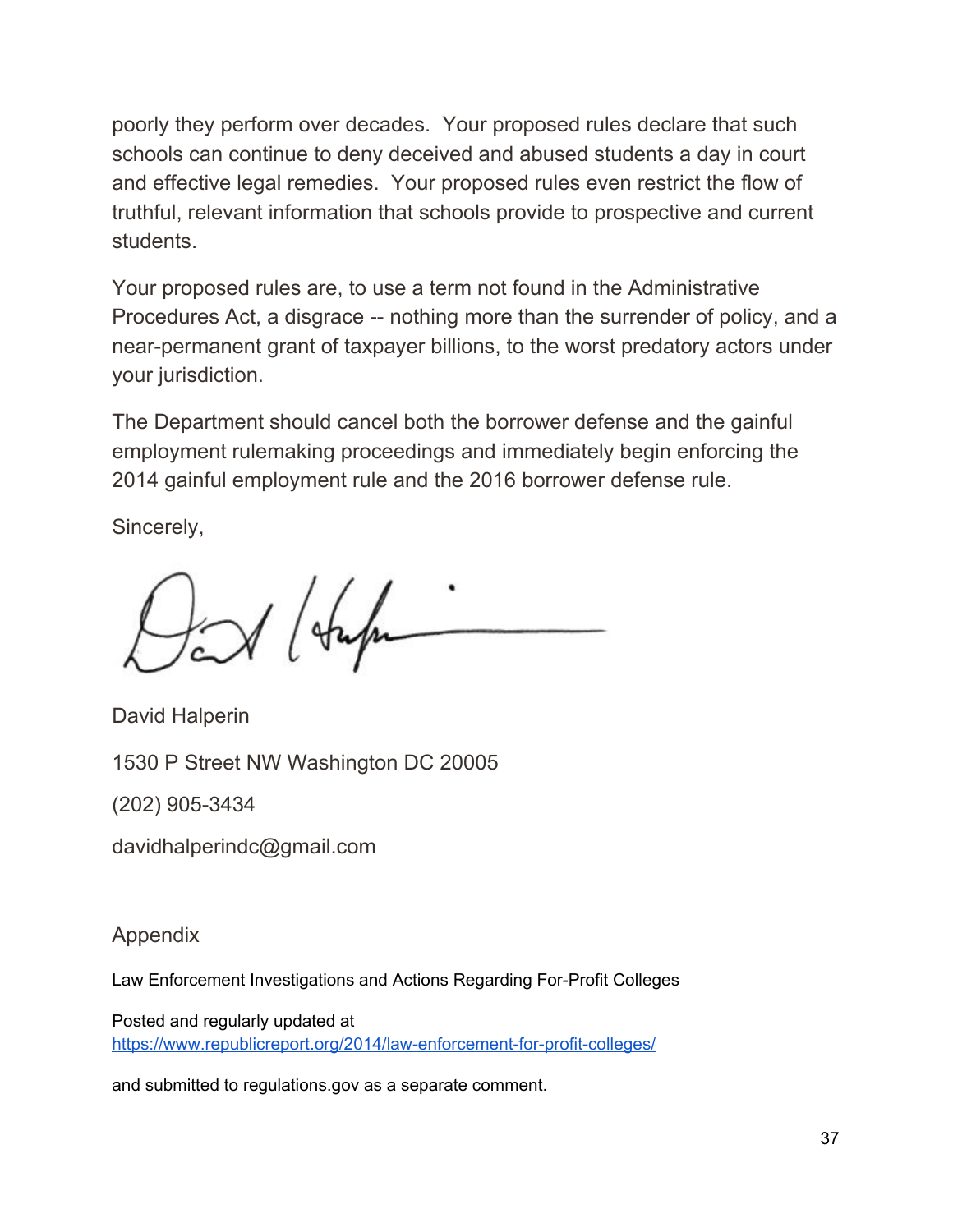poorly they perform over decades. Your proposed rules declare that such schools can continue to deny deceived and abused students a day in court and effective legal remedies. Your proposed rules even restrict the flow of truthful, relevant information that schools provide to prospective and current students.

Your proposed rules are, to use a term not found in the Administrative Procedures Act, a disgrace -- nothing more than the surrender of policy, and a near-permanent grant of taxpayer billions, to the worst predatory actors under your jurisdiction.

The Department should cancel both the borrower defense and the gainful employment rulemaking proceedings and immediately begin enforcing the 2014 gainful employment rule and the 2016 borrower defense rule.

Sincerely,

David Halperin

1530 P Street NW Washington DC 20005

(202) 905-3434

davidhalperindc@gmail.com

Appendix

Law Enforcement Investigations and Actions Regarding For-Profit Colleges

Posted and regularly updated at
https://www.republicreport.org/2014/law-enforcement-for-profit-colleges/

and submitted to regulations.gov as a separate comment.